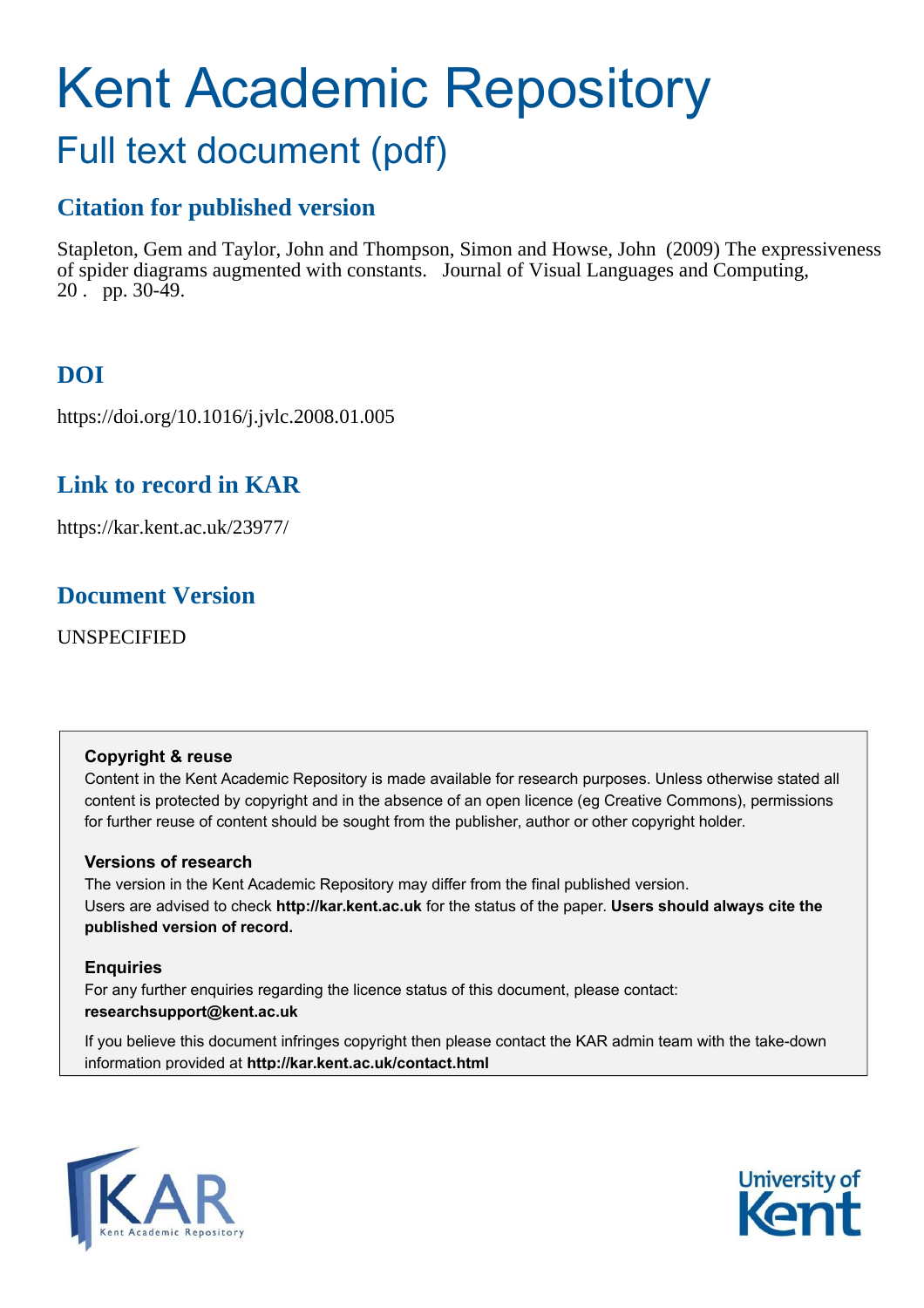# Kent Academic Repository

## Full text document (pdf)

### Citation for published version

Stapleton, Gem and Taylor, John and Thompson, Simon and Howse, John (2009) The expressiveness of spider diagrams augmented with constants. Journal of Visual Languages and Computing, 20 . pp. 30-49.

### DOI

https://doi.org/10.1016/j.jvlc.2008.01.005

### Link to record in KAR

https://kar.kent.ac.uk/23977/

### Document Version

UNSPECIFIED

**Copyright & reuse**

Content in the Kent Academic Repository is made available for research purposes. Unless otherwise stated all content is protected by copyright and in the absence of an open licence (eg Creative Commons), permissions for further reuse of content should be sought from the publisher, author or other copyright holder.

**Versions of research**

The version in the Kent Academic Repository may differ from the final published version. Users are advised to check **http://kar.kent.ac.uk** for the status of the paper. **Users should always cite the published version of record.**

**Enquiries**

For any further enquiries regarding the licence status of this document, please contact: **researchsupport@kent.ac.uk**

If you believe this document infringes copyright then please contact the KAR admin team with the take-down information provided at **http://kar.kent.ac.uk/contact.html**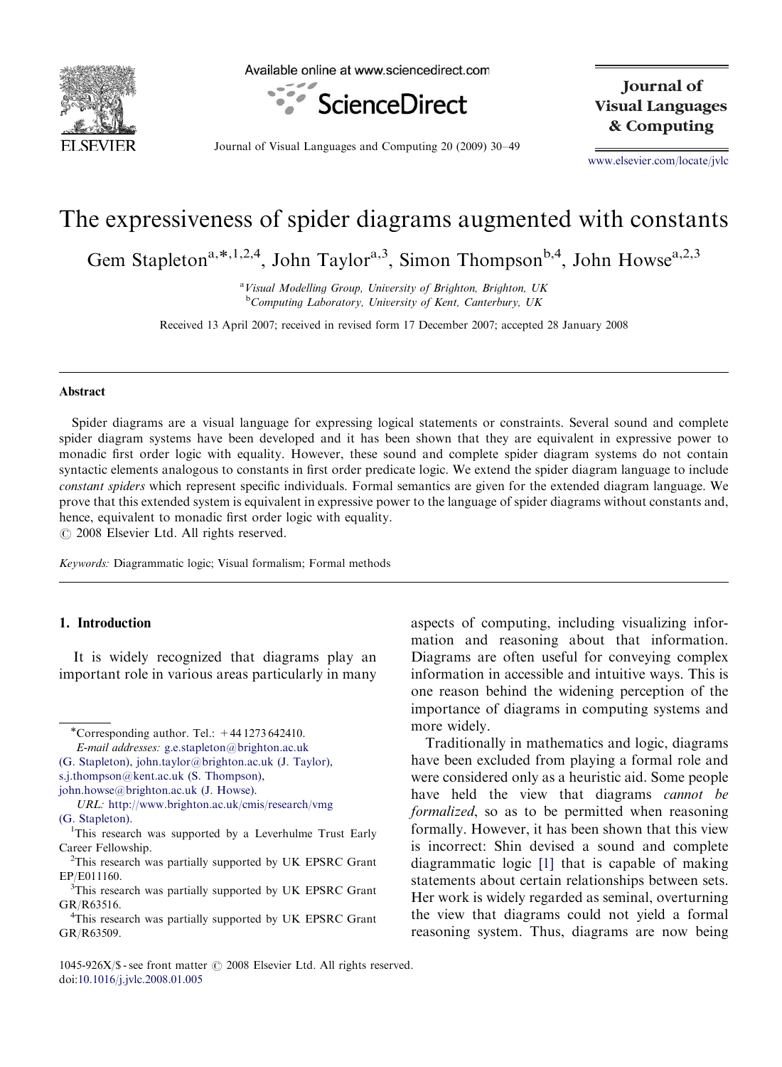# The expressiveness of spider diagrams augmented with constants

Gem Stapleton[a,*,1,2,4], John Taylor[a,3], Simon Thompson[b,4], John Howse[a,2,3]

[a] *Visual Modelling Group, University of Brighton, Brighton, UK*
[b] *Computing Laboratory, University of Kent, Canterbury, UK*

Received 13 April 2007; received in revised form 17 December 2007; accepted 28 January 2008

## Abstract

Spider diagrams are a visual language for expressing logical statements or constraints. Several sound and complete spider diagram systems have been developed and it has been shown that they are equivalent in expressive power to monadic first order logic with equality. However, these sound and complete spider diagram systems do not contain syntactic elements analogous to constants in first order predicate logic. We extend the spider diagram language to include *constant spiders* which represent specific individuals. Formal semantics are given for the extended diagram language. We prove that this extended system is equivalent in expressive power to the language of spider diagrams without constants and, hence, equivalent to monadic first order logic with equality.
© 2008 Elsevier Ltd. All rights reserved.

*Keywords:* Diagrammatic logic; Visual formalism; Formal methods

## 1. Introduction

It is widely recognized that diagrams play an important role in various areas particularly in many aspects of computing, including visualizing information and reasoning about that information. Diagrams are often useful for conveying complex information in accessible and intuitive ways. This is one reason behind the widening perception of the importance of diagrams in computing systems and more widely.

Traditionally in mathematics and logic, diagrams have been excluded from playing a formal role and were considered only as a heuristic aid. Some people have held the view that diagrams *cannot be formalized*, so as to be permitted when reasoning formally. However, it has been shown that this view is incorrect: Shin devised a sound and complete diagrammatic logic [1] that is capable of making statements about certain relationships between sets. Her work is widely regarded as seminal, overturning the view that diagrams could not yield a formal reasoning system. Thus, diagrams are now being

---

*Corresponding author. Tel.: +44 1273 642410.
*E-mail addresses:* g.e.stapleton@brighton.ac.uk (G. Stapleton), john.taylor@brighton.ac.uk (J. Taylor), s.j.thompson@kent.ac.uk (S. Thompson), john.howse@brighton.ac.uk (J. Howse).
*URL:* http://www.brighton.ac.uk/cmis/research/vmg (G. Stapleton).

[1] This research was supported by a Leverhulme Trust Early Career Fellowship.
[2] This research was partially supported by UK EPSRC Grant EP/E011160.
[3] This research was partially supported by UK EPSRC Grant GR/R63516.
[4] This research was partially supported by UK EPSRC Grant GR/R63509.

1045-926X/$ - see front matter © 2008 Elsevier Ltd. All rights reserved.
doi:10.1016/j.jvlc.2008.01.005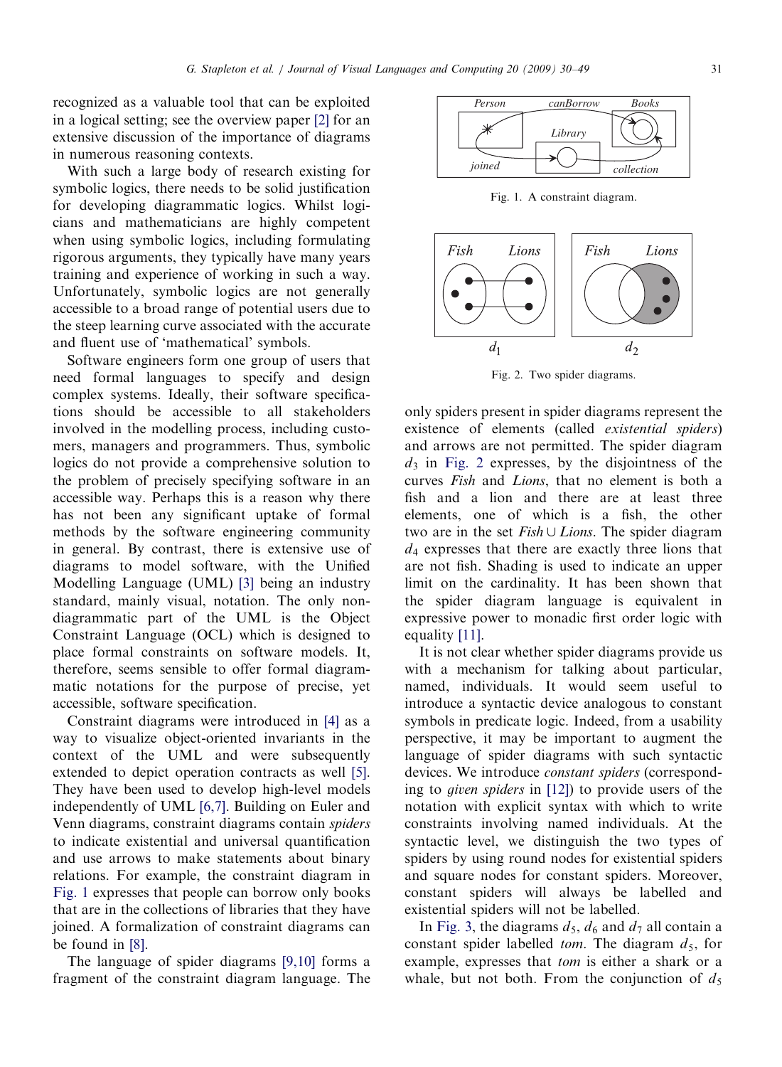recognized as a valuable tool that can be exploited in a logical setting; see the overview paper [2] for an extensive discussion of the importance of diagrams in numerous reasoning contexts.

With such a large body of research existing for symbolic logics, there needs to be solid justification for developing diagrammatic logics. Whilst logicians and mathematicians are highly competent when using symbolic logics, including formulating rigorous arguments, they typically have many years training and experience of working in such a way. Unfortunately, symbolic logics are not generally accessible to a broad range of potential users due to the steep learning curve associated with the accurate and fluent use of 'mathematical' symbols.

Software engineers form one group of users that need formal languages to specify and design complex systems. Ideally, their software specifications should be accessible to all stakeholders involved in the modelling process, including customers, managers and programmers. Thus, symbolic logics do not provide a comprehensive solution to the problem of precisely specifying software in an accessible way. Perhaps this is a reason why there has not been any significant uptake of formal methods by the software engineering community in general. By contrast, there is extensive use of diagrams to model software, with the Unified Modelling Language (UML) [3] being an industry standard, mainly visual, notation. The only non-diagrammatic part of the UML is the Object Constraint Language (OCL) which is designed to place formal constraints on software models. It, therefore, seems sensible to offer formal diagrammatic notations for the purpose of precise, yet accessible, software specification.

Constraint diagrams were introduced in [4] as a way to visualize object-oriented invariants in the context of the UML and were subsequently extended to depict operation contracts as well [5]. They have been used to develop high-level models independently of UML [6,7]. Building on Euler and Venn diagrams, constraint diagrams contain *spiders* to indicate existential and universal quantification and use arrows to make statements about binary relations. For example, the constraint diagram in Fig. 1 expresses that people can borrow only books that are in the collections of libraries that they have joined. A formalization of constraint diagrams can be found in [8].

The language of spider diagrams [9,10] forms a fragment of the constraint diagram language. The

Fig. 1. A constraint diagram.

Fig. 2. Two spider diagrams.

only spiders present in spider diagrams represent the existence of elements (called *existential spiders*) and arrows are not permitted. The spider diagram $d_3$ in Fig. 2 expresses, by the disjointness of the curves *Fish* and *Lions*, that no element is both a fish and a lion and there are at least three elements, one of which is a fish, the other two are in the set $Fish \cup Lions$. The spider diagram $d_4$ expresses that there are exactly three lions that are not fish. Shading is used to indicate an upper limit on the cardinality. It has been shown that the spider diagram language is equivalent in expressive power to monadic first order logic with equality [11].

It is not clear whether spider diagrams provide us with a mechanism for talking about particular, named, individuals. It would seem useful to introduce a syntactic device analogous to constant symbols in predicate logic. Indeed, from a usability perspective, it may be important to augment the language of spider diagrams with such syntactic devices. We introduce *constant spiders* (corresponding to *given spiders* in [12]) to provide users of the notation with explicit syntax with which to write constraints involving named individuals. At the syntactic level, we distinguish the two types of spiders by using round nodes for existential spiders and square nodes for constant spiders. Moreover, constant spiders will always be labelled and existential spiders will not be labelled.

In Fig. 3, the diagrams $d_5$, $d_6$ and $d_7$ all contain a constant spider labelled *tom*. The diagram $d_5$, for example, expresses that *tom* is either a shark or a whale, but not both. From the conjunction of $d_5$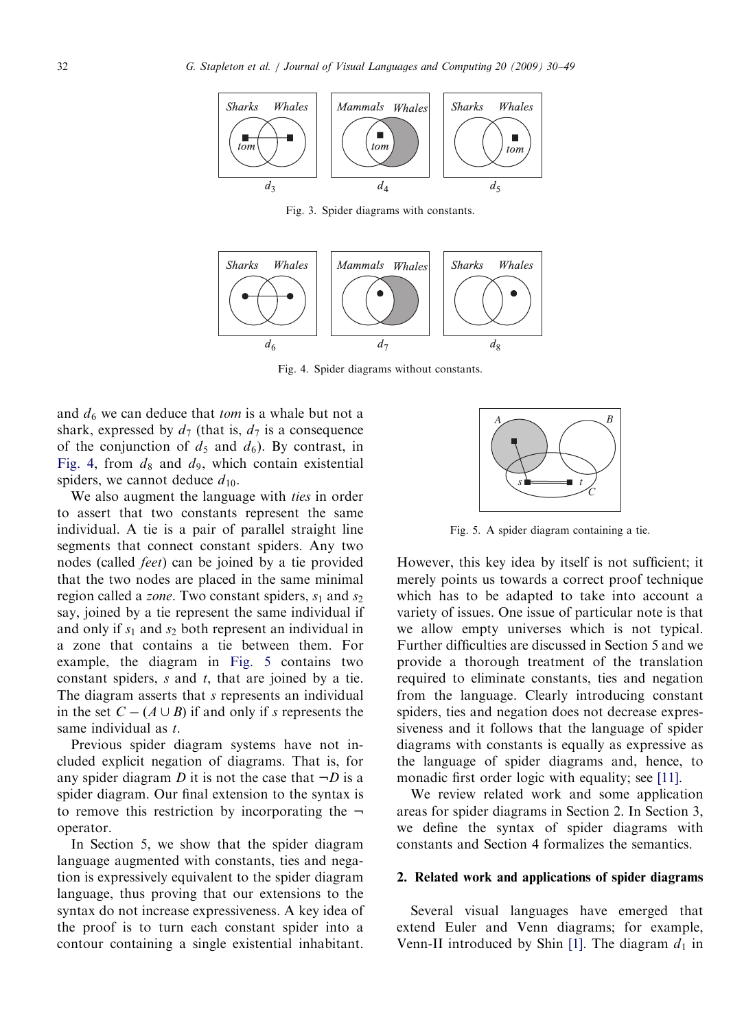Fig. 3. Spider diagrams with constants.

Fig. 4. Spider diagrams without constants.

and $d_6$ we can deduce that *tom* is a whale but not a shark, expressed by $d_7$ (that is, $d_7$ is a consequence of the conjunction of $d_5$ and $d_6$). By contrast, in Fig. 4, from $d_8$ and $d_9$, which contain existential spiders, we cannot deduce $d_{10}$.

We also augment the language with *ties* in order to assert that two constants represent the same individual. A tie is a pair of parallel straight line segments that connect constant spiders. Any two nodes (called *feet*) can be joined by a tie provided that the two nodes are placed in the same minimal region called a *zone*. Two constant spiders, $s_1$ and $s_2$ say, joined by a tie represent the same individual if and only if $s_1$ and $s_2$ both represent an individual in a zone that contains a tie between them. For example, the diagram in Fig. 5 contains two constant spiders, $s$ and $t$, that are joined by a tie. The diagram asserts that $s$ represents an individual in the set $C - (A \cup B)$ if and only if $s$ represents the same individual as $t$.

Previous spider diagram systems have not included explicit negation of diagrams. That is, for any spider diagram $D$ it is not the case that $\neg D$ is a spider diagram. Our final extension to the syntax is to remove this restriction by incorporating the $\neg$ operator.

In Section 5, we show that the spider diagram language augmented with constants, ties and negation is expressively equivalent to the spider diagram language, thus proving that our extensions to the syntax do not increase expressiveness. A key idea of the proof is to turn each constant spider into a contour containing a single existential inhabitant.

Fig. 5. A spider diagram containing a tie.

However, this key idea by itself is not sufficient; it merely points us towards a correct proof technique which has to be adapted to take into account a variety of issues. One issue of particular note is that we allow empty universes which is not typical. Further difficulties are discussed in Section 5 and we provide a thorough treatment of the translation required to eliminate constants, ties and negation from the language. Clearly introducing constant spiders, ties and negation does not decrease expressiveness and it follows that the language of spider diagrams with constants is equally as expressive as the language of spider diagrams and, hence, to monadic first order logic with equality; see [11].

We review related work and some application areas for spider diagrams in Section 2. In Section 3, we define the syntax of spider diagrams with constants and Section 4 formalizes the semantics.

## 2. Related work and applications of spider diagrams

Several visual languages have emerged that extend Euler and Venn diagrams; for example, Venn-II introduced by Shin [1]. The diagram $d_1$ in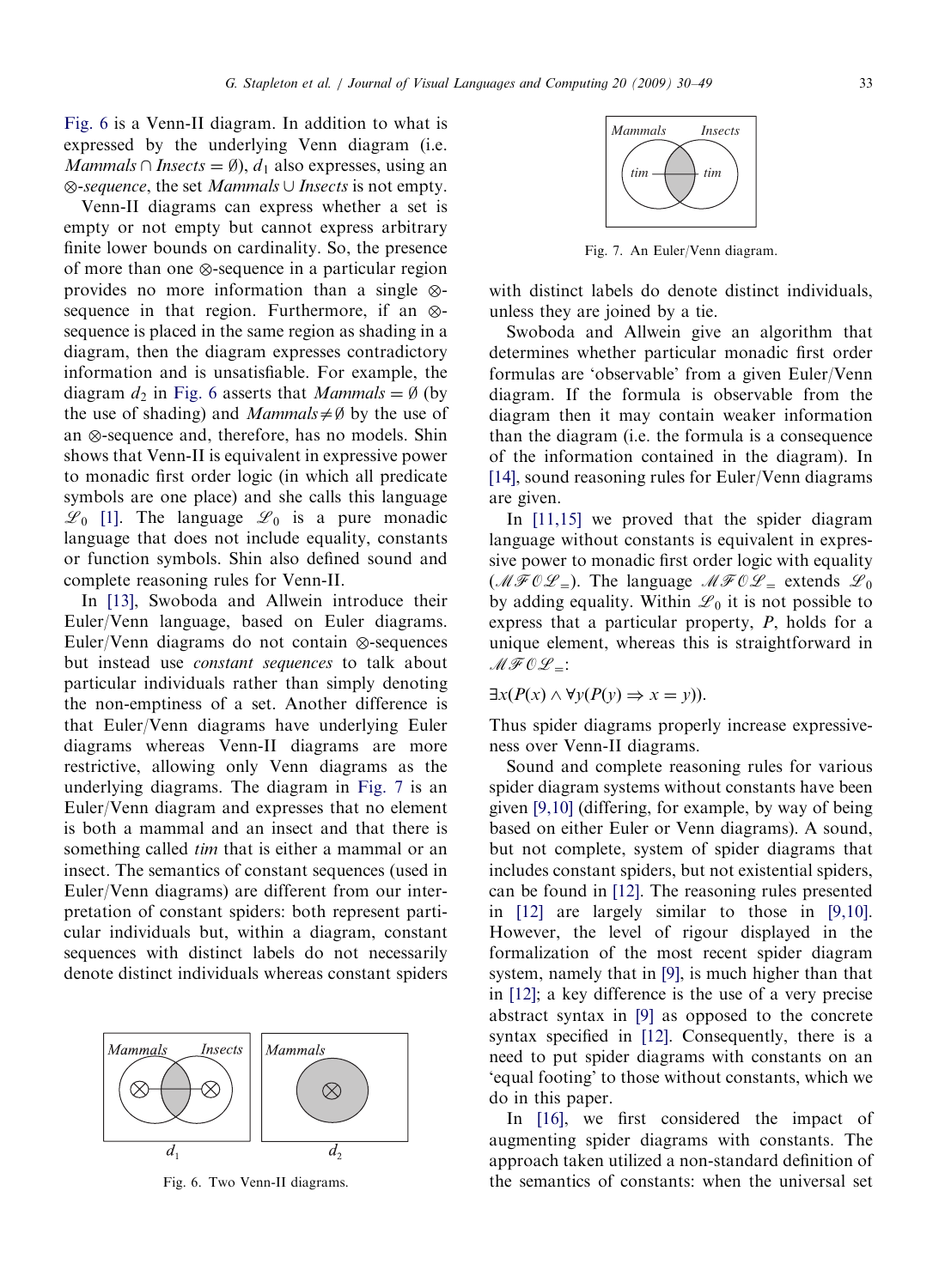Fig. 6 is a Venn-II diagram. In addition to what is expressed by the underlying Venn diagram (i.e. $Mammals \cap Insects = \emptyset$), $d_1$ also expresses, using an $\otimes$-*sequence*, the set $Mammals \cup Insects$ is not empty.

Venn-II diagrams can express whether a set is empty or not empty but cannot express arbitrary finite lower bounds on cardinality. So, the presence of more than one $\otimes$-sequence in a particular region provides no more information than a single $\otimes$-sequence in that region. Furthermore, if an $\otimes$-sequence is placed in the same region as shading in a diagram, then the diagram expresses contradictory information and is unsatisfiable. For example, the diagram $d_2$ in Fig. 6 asserts that $Mammals = \emptyset$ (by the use of shading) and $Mammals \neq \emptyset$ by the use of an $\otimes$-sequence and, therefore, has no models. Shin shows that Venn-II is equivalent in expressive power to monadic first order logic (in which all predicate symbols are one place) and she calls this language $\mathscr{L}_0$ [1]. The language $\mathscr{L}_0$ is a pure monadic language that does not include equality, constants or function symbols. Shin also defined sound and complete reasoning rules for Venn-II.

In [13], Swoboda and Allwein introduce their Euler/Venn language, based on Euler diagrams. Euler/Venn diagrams do not contain $\otimes$-sequences but instead use *constant sequences* to talk about particular individuals rather than simply denoting the non-emptiness of a set. Another difference is that Euler/Venn diagrams have underlying Euler diagrams whereas Venn-II diagrams are more restrictive, allowing only Venn diagrams as the underlying diagrams. The diagram in Fig. 7 is an Euler/Venn diagram and expresses that no element is both a mammal and an insect and that there is something called *tim* that is either a mammal or an insect. The semantics of constant sequences (used in Euler/Venn diagrams) are different from our interpretation of constant spiders: both represent particular individuals but, within a diagram, constant sequences with distinct labels do not necessarily denote distinct individuals whereas constant spiders with distinct labels do denote distinct individuals, unless they are joined by a tie.

Fig. 6. Two Venn-II diagrams.

Fig. 7. An Euler/Venn diagram.

Swoboda and Allwein give an algorithm that determines whether particular monadic first order formulas are 'observable' from a given Euler/Venn diagram. If the formula is observable from the diagram then it may contain weaker information than the diagram (i.e. the formula is a consequence of the information contained in the diagram). In [14], sound reasoning rules for Euler/Venn diagrams are given.

In [11,15] we proved that the spider diagram language without constants is equivalent in expressive power to monadic first order logic with equality ($\mathscr{MFOL}_=$). The language $\mathscr{MFOL}_=$ extends $\mathscr{L}_0$ by adding equality. Within $\mathscr{L}_0$ it is not possible to express that a particular property, $P$, holds for a unique element, whereas this is straightforward in $\mathscr{MFOL}_=$:

$$\exists x(P(x) \wedge \forall y(P(y) \Rightarrow x = y)).$$

Thus spider diagrams properly increase expressiveness over Venn-II diagrams.

Sound and complete reasoning rules for various spider diagram systems without constants have been given [9,10] (differing, for example, by way of being based on either Euler or Venn diagrams). A sound, but not complete, system of spider diagrams that includes constant spiders, but not existential spiders, can be found in [12]. The reasoning rules presented in [12] are largely similar to those in [9,10]. However, the level of rigour displayed in the formalization of the most recent spider diagram system, namely that in [9], is much higher than that in [12]; a key difference is the use of a very precise abstract syntax in [9] as opposed to the concrete syntax specified in [12]. Consequently, there is a need to put spider diagrams with constants on an 'equal footing' to those without constants, which we do in this paper.

In [16], we first considered the impact of augmenting spider diagrams with constants. The approach taken utilized a non-standard definition of the semantics of constants: when the universal set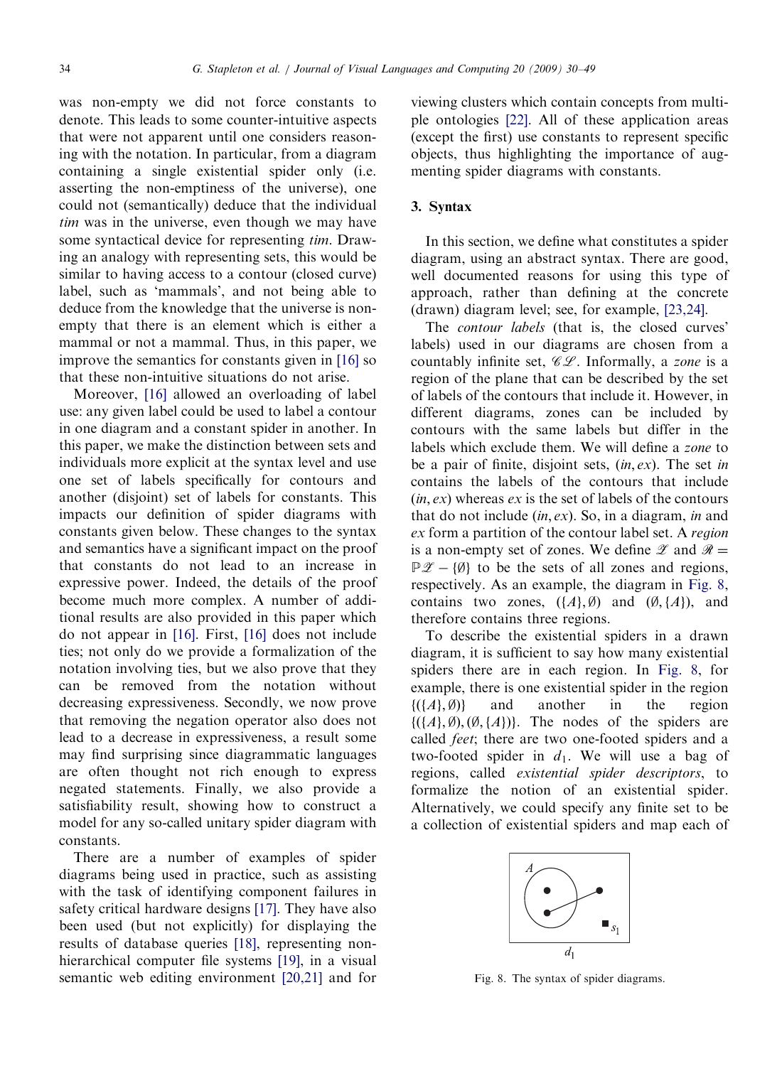was non-empty we did not force constants to denote. This leads to some counter-intuitive aspects that were not apparent until one considers reasoning with the notation. In particular, from a diagram containing a single existential spider only (i.e. asserting the non-emptiness of the universe), one could not (semantically) deduce that the individual *tim* was in the universe, even though we may have some syntactical device for representing *tim*. Drawing an analogy with representing sets, this would be similar to having access to a contour (closed curve) label, such as 'mammals', and not being able to deduce from the knowledge that the universe is non-empty that there is an element which is either a mammal or not a mammal. Thus, in this paper, we improve the semantics for constants given in [16] so that these non-intuitive situations do not arise.

Moreover, [16] allowed an overloading of label use: any given label could be used to label a contour in one diagram and a constant spider in another. In this paper, we make the distinction between sets and individuals more explicit at the syntax level and use one set of labels specifically for contours and another (disjoint) set of labels for constants. This impacts our definition of spider diagrams with constants given below. These changes to the syntax and semantics have a significant impact on the proof that constants do not lead to an increase in expressive power. Indeed, the details of the proof become much more complex. A number of additional results are also provided in this paper which do not appear in [16]. First, [16] does not include ties; not only do we provide a formalization of the notation involving ties, but we also prove that they can be removed from the notation without decreasing expressiveness. Secondly, we now prove that removing the negation operator also does not lead to a decrease in expressiveness, a result some may find surprising since diagrammatic languages are often thought not rich enough to express negated statements. Finally, we also provide a satisfiability result, showing how to construct a model for any so-called unitary spider diagram with constants.

There are a number of examples of spider diagrams being used in practice, such as assisting with the task of identifying component failures in safety critical hardware designs [17]. They have also been used (but not explicitly) for displaying the results of database queries [18], representing non-hierarchical computer file systems [19], in a visual semantic web editing environment [20,21] and for viewing clusters which contain concepts from multiple ontologies [22]. All of these application areas (except the first) use constants to represent specific objects, thus highlighting the importance of augmenting spider diagrams with constants.

## 3. Syntax

In this section, we define what constitutes a spider diagram, using an abstract syntax. There are good, well documented reasons for using this type of approach, rather than defining at the concrete (drawn) diagram level; see, for example, [23,24].

The *contour labels* (that is, the closed curves' labels) used in our diagrams are chosen from a countably infinite set, $\mathscr{CL}$. Informally, a *zone* is a region of the plane that can be described by the set of labels of the contours that include it. However, in different diagrams, zones can be included by contours with the same labels but differ in the labels which exclude them. We will define a *zone* to be a pair of finite, disjoint sets, $(in, ex)$. The set $in$ contains the labels of the contours that include $(in, ex)$ whereas $ex$ is the set of labels of the contours that do not include $(in, ex)$. So, in a diagram, $in$ and $ex$ form a partition of the contour label set. A *region* is a non-empty set of zones. We define $\mathscr{Z}$ and $\mathscr{R} = \mathbb{P}\mathscr{Z} - \{\emptyset\}$ to be the sets of all zones and regions, respectively. As an example, the diagram in Fig. 8, contains two zones, $(\{A\}, \emptyset)$ and $(\emptyset, \{A\})$, and therefore contains three regions.

To describe the existential spiders in a drawn diagram, it is sufficient to say how many existential spiders there are in each region. In Fig. 8, for example, there is one existential spider in the region $\{(\{A\}, \emptyset)\}$ and another in the region $\{(\{A\}, \emptyset), (\emptyset, \{A\})\}$. The nodes of the spiders are called *feet*; there are two one-footed spiders and a two-footed spider in $d_1$. We will use a bag of regions, called *existential spider descriptors*, to formalize the notion of an existential spider. Alternatively, we could specify any finite set to be a collection of existential spiders and map each of

Fig. 8. The syntax of spider diagrams.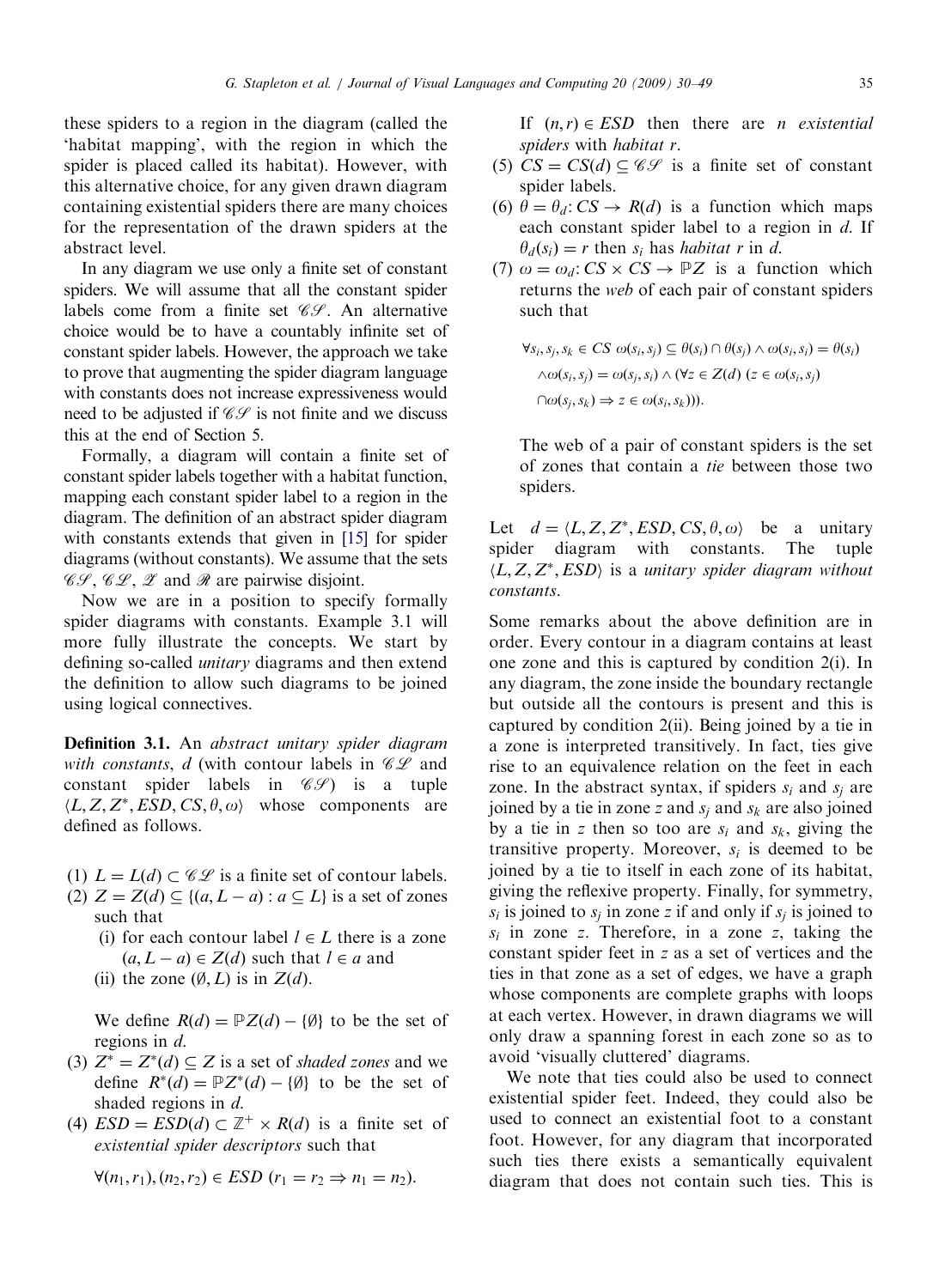these spiders to a region in the diagram (called the 'habitat mapping', with the region in which the spider is placed called its habitat). However, with this alternative choice, for any given drawn diagram containing existential spiders there are many choices for the representation of the drawn spiders at the abstract level.

In any diagram we use only a finite set of constant spiders. We will assume that all the constant spider labels come from a finite set $\mathscr{CS}$. An alternative choice would be to have a countably infinite set of constant spider labels. However, the approach we take to prove that augmenting the spider diagram language with constants does not increase expressiveness would need to be adjusted if $\mathscr{CS}$ is not finite and we discuss this at the end of Section 5.

Formally, a diagram will contain a finite set of constant spider labels together with a habitat function, mapping each constant spider label to a region in the diagram. The definition of an abstract spider diagram with constants extends that given in [15] for spider diagrams (without constants). We assume that the sets $\mathscr{CS}$, $\mathscr{CL}$, $\mathscr{Z}$ and $\mathscr{R}$ are pairwise disjoint.

Now we are in a position to specify formally spider diagrams with constants. Example 3.1 will more fully illustrate the concepts. We start by defining so-called *unitary* diagrams and then extend the definition to allow such diagrams to be joined using logical connectives.

**Definition 3.1.** An *abstract unitary spider diagram with constants*, $d$ (with contour labels in $\mathscr{CL}$ and constant spider labels in $\mathscr{CS}$) is a tuple $\langle L, Z, Z^*, ESD, CS, \theta, \omega\rangle$ whose components are defined as follows.

(1) $L = L(d) \subset \mathscr{CL}$ is a finite set of contour labels.

(2) $Z = Z(d) \subseteq \{(a, L-a) : a \subseteq L\}$ is a set of zones such that

   (i) for each contour label $l \in L$ there is a zone $(a, L-a) \in Z(d)$ such that $l \in a$ and

   (ii) the zone $(\emptyset, L)$ is in $Z(d)$.

   We define $R(d) = \mathbb{P}Z(d) - \{\emptyset\}$ to be the set of regions in $d$.

(3) $Z^* = Z^*(d) \subseteq Z$ is a set of *shaded zones* and we define $R^*(d) = \mathbb{P}Z^*(d) - \{\emptyset\}$ to be the set of shaded regions in $d$.

(4) $ESD = ESD(d) \subset \mathbb{Z}^+ \times R(d)$ is a finite set of *existential spider descriptors* such that

$$\forall (n_1, r_1), (n_2, r_2) \in ESD \ (r_1 = r_2 \Rightarrow n_1 = n_2).$$

   If $(n, r) \in ESD$ then there are $n$ *existential spiders* with *habitat* $r$.

(5) $CS = CS(d) \subseteq \mathscr{CS}$ is a finite set of constant spider labels.

(6) $\theta = \theta_d : CS \to R(d)$ is a function which maps each constant spider label to a region in $d$. If $\theta_d(s_i) = r$ then $s_i$ has *habitat* $r$ in $d$.

(7) $\omega = \omega_d : CS \times CS \to \mathbb{P}Z$ is a function which returns the *web* of each pair of constant spiders such that

$$\begin{aligned}&\forall s_i, s_j, s_k \in CS \ \omega(s_i, s_j) \subseteq \theta(s_i) \cap \theta(s_j) \wedge \omega(s_i, s_i) = \theta(s_i)\\ &\wedge \omega(s_i, s_j) = \omega(s_j, s_i) \wedge (\forall z \in Z(d) \ (z \in \omega(s_i, s_j)\\ &\cap \omega(s_j, s_k) \Rightarrow z \in \omega(s_i, s_k))).\end{aligned}$$

   The web of a pair of constant spiders is the set of zones that contain a *tie* between those two spiders.

Let $d = \langle L, Z, Z^*, ESD, CS, \theta, \omega\rangle$ be a unitary spider diagram with constants. The tuple $\langle L, Z, Z^*, ESD\rangle$ is a *unitary spider diagram without constants*.

Some remarks about the above definition are in order. Every contour in a diagram contains at least one zone and this is captured by condition 2(i). In any diagram, the zone inside the boundary rectangle but outside all the contours is present and this is captured by condition 2(ii). Being joined by a tie in a zone is interpreted transitively. In fact, ties give rise to an equivalence relation on the feet in each zone. In the abstract syntax, if spiders $s_i$ and $s_j$ are joined by a tie in zone $z$ and $s_j$ and $s_k$ are also joined by a tie in $z$ then so too are $s_i$ and $s_k$, giving the transitive property. Moreover, $s_i$ is deemed to be joined by a tie to itself in each zone of its habitat, giving the reflexive property. Finally, for symmetry, $s_i$ is joined to $s_j$ in zone $z$ if and only if $s_j$ is joined to $s_i$ in zone $z$. Therefore, in a zone $z$, taking the constant spider feet in $z$ as a set of vertices and the ties in that zone as a set of edges, we have a graph whose components are complete graphs with loops at each vertex. However, in drawn diagrams we will only draw a spanning forest in each zone so as to avoid 'visually cluttered' diagrams.

We note that ties could also be used to connect existential spider feet. Indeed, they could also be used to connect an existential foot to a constant foot. However, for any diagram that incorporated such ties there exists a semantically equivalent diagram that does not contain such ties. This is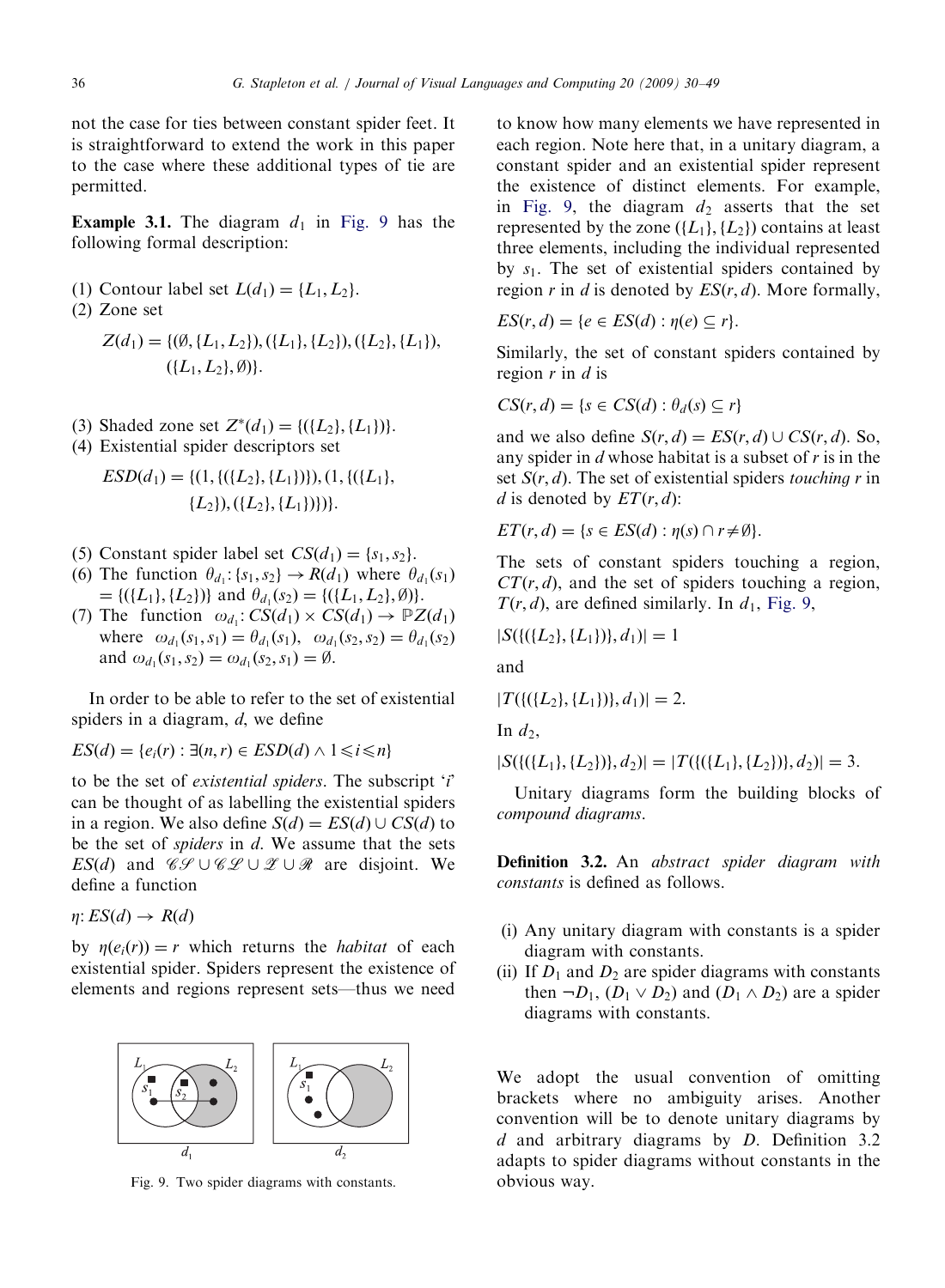not the case for ties between constant spider feet. It is straightforward to extend the work in this paper to the case where these additional types of tie are permitted.

**Example 3.1.** The diagram $d_1$ in Fig. 9 has the following formal description:

(1) Contour label set $L(d_1) = \{L_1, L_2\}$.
(2) Zone set

$$Z(d_1) = \{(\emptyset, \{L_1, L_2\}), (\{L_1\}, \{L_2\}), (\{L_2\}, \{L_1\}), (\{L_1, L_2\}, \emptyset)\}.$$

(3) Shaded zone set $Z^*(d_1) = \{(\{L_2\}, \{L_1\})\}$.
(4) Existential spider descriptors set

$$ESD(d_1) = \{(1, \{(\{L_2\}, \{L_1\})\}), (1, \{(\{L_1\}, \{L_2\}), (\{L_2\}, \{L_1\})\})\}.$$

(5) Constant spider label set $CS(d_1) = \{s_1, s_2\}$.
(6) The function $\theta_{d_1}: \{s_1, s_2\} \to R(d_1)$ where $\theta_{d_1}(s_1) = \{(\{L_1\}, \{L_2\})\}$ and $\theta_{d_1}(s_2) = \{(\{L_1, L_2\}, \emptyset)\}$.
(7) The function $\omega_{d_1}: CS(d_1) \times CS(d_1) \to \mathbb{P}Z(d_1)$ where $\omega_{d_1}(s_1, s_1) = \theta_{d_1}(s_1)$, $\omega_{d_1}(s_2, s_2) = \theta_{d_1}(s_2)$ and $\omega_{d_1}(s_1, s_2) = \omega_{d_1}(s_2, s_1) = \emptyset$.

In order to be able to refer to the set of existential spiders in a diagram, $d$, we define

$$ES(d) = \{e_i(r) : \exists (n, r) \in ESD(d) \wedge 1 \leqslant i \leqslant n\}$$

to be the set of *existential spiders*. The subscript '$i$' can be thought of as labelling the existential spiders in a region. We also define $S(d) = ES(d) \cup CS(d)$ to be the set of *spiders* in $d$. We assume that the sets $ES(d)$ and $\mathscr{CS} \cup \mathscr{CL} \cup \mathscr{Z} \cup \mathscr{R}$ are disjoint. We define a function

$$\eta: ES(d) \to R(d)$$

by $\eta(e_i(r)) = r$ which returns the *habitat* of each existential spider. Spiders represent the existence of elements and regions represent sets—thus we need to know how many elements we have represented in each region. Note here that, in a unitary diagram, a constant spider and an existential spider represent the existence of distinct elements. For example, in Fig. 9, the diagram $d_2$ asserts that the set represented by the zone $(\{L_1\}, \{L_2\})$ contains at least three elements, including the individual represented by $s_1$. The set of existential spiders contained by region $r$ in $d$ is denoted by $ES(r, d)$. More formally,

$$ES(r, d) = \{e \in ES(d) : \eta(e) \subseteq r\}.$$

Similarly, the set of constant spiders contained by region $r$ in $d$ is

$$CS(r, d) = \{s \in CS(d) : \theta_d(s) \subseteq r\}$$

and we also define $S(r, d) = ES(r, d) \cup CS(r, d)$. So, any spider in $d$ whose habitat is a subset of $r$ is in the set $S(r, d)$. The set of existential spiders *touching* $r$ in $d$ is denoted by $ET(r, d)$:

$$ET(r, d) = \{s \in ES(d) : \eta(s) \cap r \neq \emptyset\}.$$

The sets of constant spiders touching a region, $CT(r, d)$, and the set of spiders touching a region, $T(r, d)$, are defined similarly. In $d_1$, Fig. 9,

$$|S(\{(\{L_2\}, \{L_1\})\}, d_1)| = 1$$

and

$$|T(\{(\{L_2\}, \{L_1\})\}, d_1)| = 2.$$

In $d_2$,

$$|S(\{(\{L_1\}, \{L_2\})\}, d_2)| = |T(\{(\{L_1\}, \{L_2\})\}, d_2)| = 3.$$

Unitary diagrams form the building blocks of *compound diagrams*.

**Definition 3.2.** An *abstract spider diagram with constants* is defined as follows.

(i) Any unitary diagram with constants is a spider diagram with constants.
(ii) If $D_1$ and $D_2$ are spider diagrams with constants then $\neg D_1$, $(D_1 \vee D_2)$ and $(D_1 \wedge D_2)$ are a spider diagrams with constants.

We adopt the usual convention of omitting brackets where no ambiguity arises. Another convention will be to denote unitary diagrams by $d$ and arbitrary diagrams by $D$. Definition 3.2 adapts to spider diagrams without constants in the obvious way.

Fig. 9. Two spider diagrams with constants.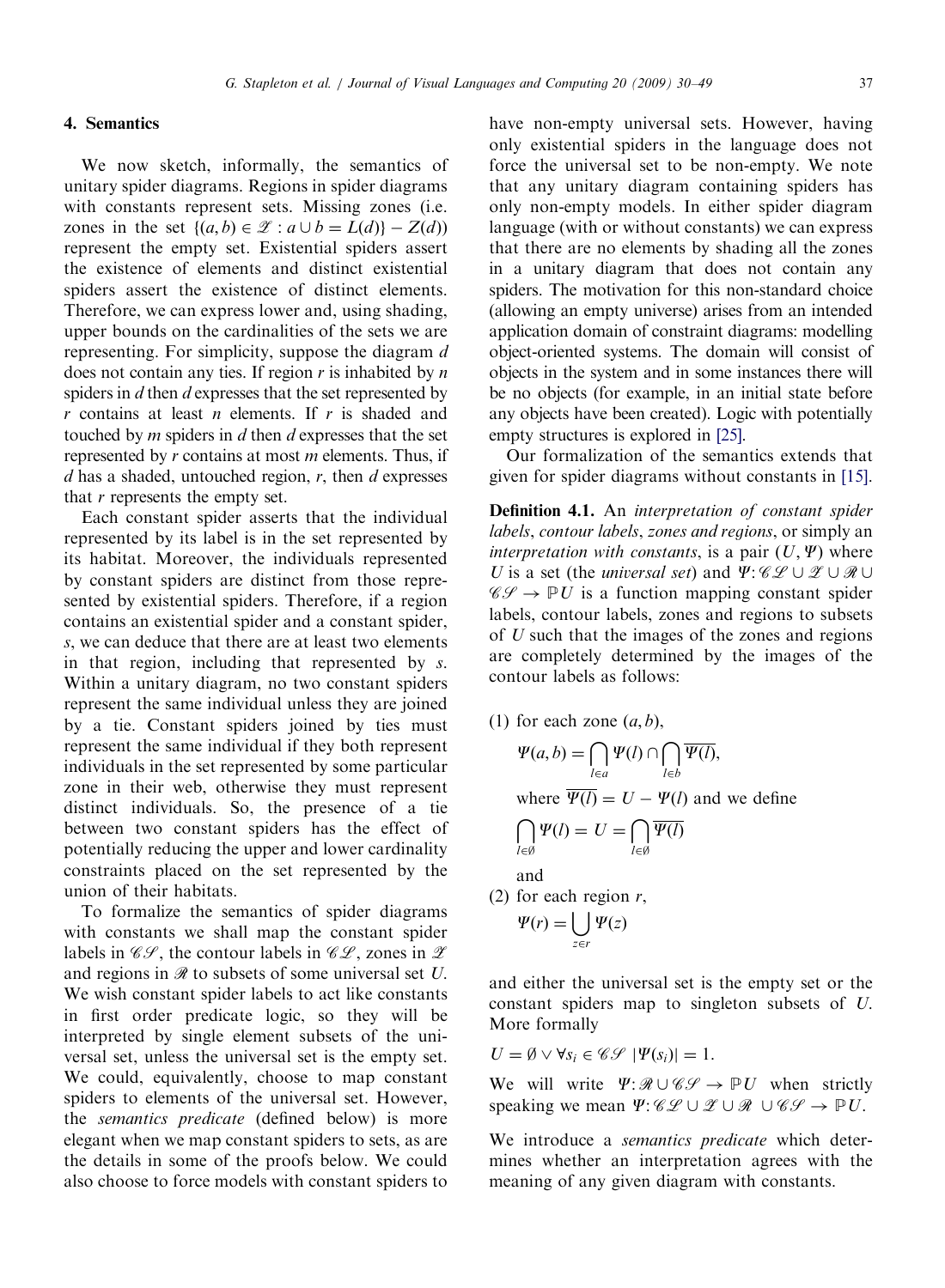## 4. Semantics

We now sketch, informally, the semantics of unitary spider diagrams. Regions in spider diagrams with constants represent sets. Missing zones (i.e. zones in the set $\{(a,b) \in \mathscr{Z} : a \cup b = L(d)\} - Z(d)$) represent the empty set. Existential spiders assert the existence of elements and distinct existential spiders assert the existence of distinct elements. Therefore, we can express lower and, using shading, upper bounds on the cardinalities of the sets we are representing. For simplicity, suppose the diagram $d$ does not contain any ties. If region $r$ is inhabited by $n$ spiders in $d$ then $d$ expresses that the set represented by $r$ contains at least $n$ elements. If $r$ is shaded and touched by $m$ spiders in $d$ then $d$ expresses that the set represented by $r$ contains at most $m$ elements. Thus, if $d$ has a shaded, untouched region, $r$, then $d$ expresses that $r$ represents the empty set.

Each constant spider asserts that the individual represented by its label is in the set represented by its habitat. Moreover, the individuals represented by constant spiders are distinct from those represented by existential spiders. Therefore, if a region contains an existential spider and a constant spider, $s$, we can deduce that there are at least two elements in that region, including that represented by $s$. Within a unitary diagram, no two constant spiders represent the same individual unless they are joined by a tie. Constant spiders joined by ties must represent the same individual if they both represent individuals in the set represented by some particular zone in their web, otherwise they must represent distinct individuals. So, the presence of a tie between two constant spiders has the effect of potentially reducing the upper and lower cardinality constraints placed on the set represented by the union of their habitats.

To formalize the semantics of spider diagrams with constants we shall map the constant spider labels in $\mathscr{CS}$, the contour labels in $\mathscr{CL}$, zones in $\mathscr{Z}$ and regions in $\mathscr{R}$ to subsets of some universal set $U$. We wish constant spider labels to act like constants in first order predicate logic, so they will be interpreted by single element subsets of the universal set, unless the universal set is the empty set. We could, equivalently, choose to map constant spiders to elements of the universal set. However, the *semantics predicate* (defined below) is more elegant when we map constant spiders to sets, as are the details in some of the proofs below. We could also choose to force models with constant spiders to have non-empty universal sets. However, having only existential spiders in the language does not force the universal set to be non-empty. We note that any unitary diagram containing spiders has only non-empty models. In either spider diagram language (with or without constants) we can express that there are no elements by shading all the zones in a unitary diagram that does not contain any spiders. The motivation for this non-standard choice (allowing an empty universe) arises from an intended application domain of constraint diagrams: modelling object-oriented systems. The domain will consist of objects in the system and in some instances there will be no objects (for example, in an initial state before any objects have been created). Logic with potentially empty structures is explored in [25].

Our formalization of the semantics extends that given for spider diagrams without constants in [15].

**Definition 4.1.** An *interpretation of constant spider labels*, *contour labels*, *zones and regions*, or simply an *interpretation with constants*, is a pair $(U, \Psi)$ where $U$ is a set (the *universal set*) and $\Psi: \mathscr{CL} \cup \mathscr{Z} \cup \mathscr{R} \cup \mathscr{CS} \rightarrow \mathbb{P}U$ is a function mapping constant spider labels, contour labels, zones and regions to subsets of $U$ such that the images of the zones and regions are completely determined by the images of the contour labels as follows:

(1) for each zone $(a,b)$,

$$\Psi(a,b) = \bigcap_{l \in a} \Psi(l) \cap \bigcap_{l \in b} \overline{\Psi(l)},$$

where $\overline{\Psi(l)} = U - \Psi(l)$ and we define

$$\bigcap_{l \in \emptyset} \Psi(l) = U = \bigcap_{l \in \emptyset} \overline{\Psi(l)}$$

and

(2) for each region $r$,

$$\Psi(r) = \bigcup_{z \in r} \Psi(z)$$

and either the universal set is the empty set or the constant spiders map to singleton subsets of $U$. More formally

$$U = \emptyset \vee \forall s_i \in \mathscr{CS} \; |\Psi(s_i)| = 1.$$

We will write $\Psi: \mathscr{R} \cup \mathscr{CS} \rightarrow \mathbb{P}U$ when strictly speaking we mean $\Psi: \mathscr{CL} \cup \mathscr{Z} \cup \mathscr{R} \cup \mathscr{CS} \rightarrow \mathbb{P}U$.

We introduce a *semantics predicate* which determines whether an interpretation agrees with the meaning of any given diagram with constants.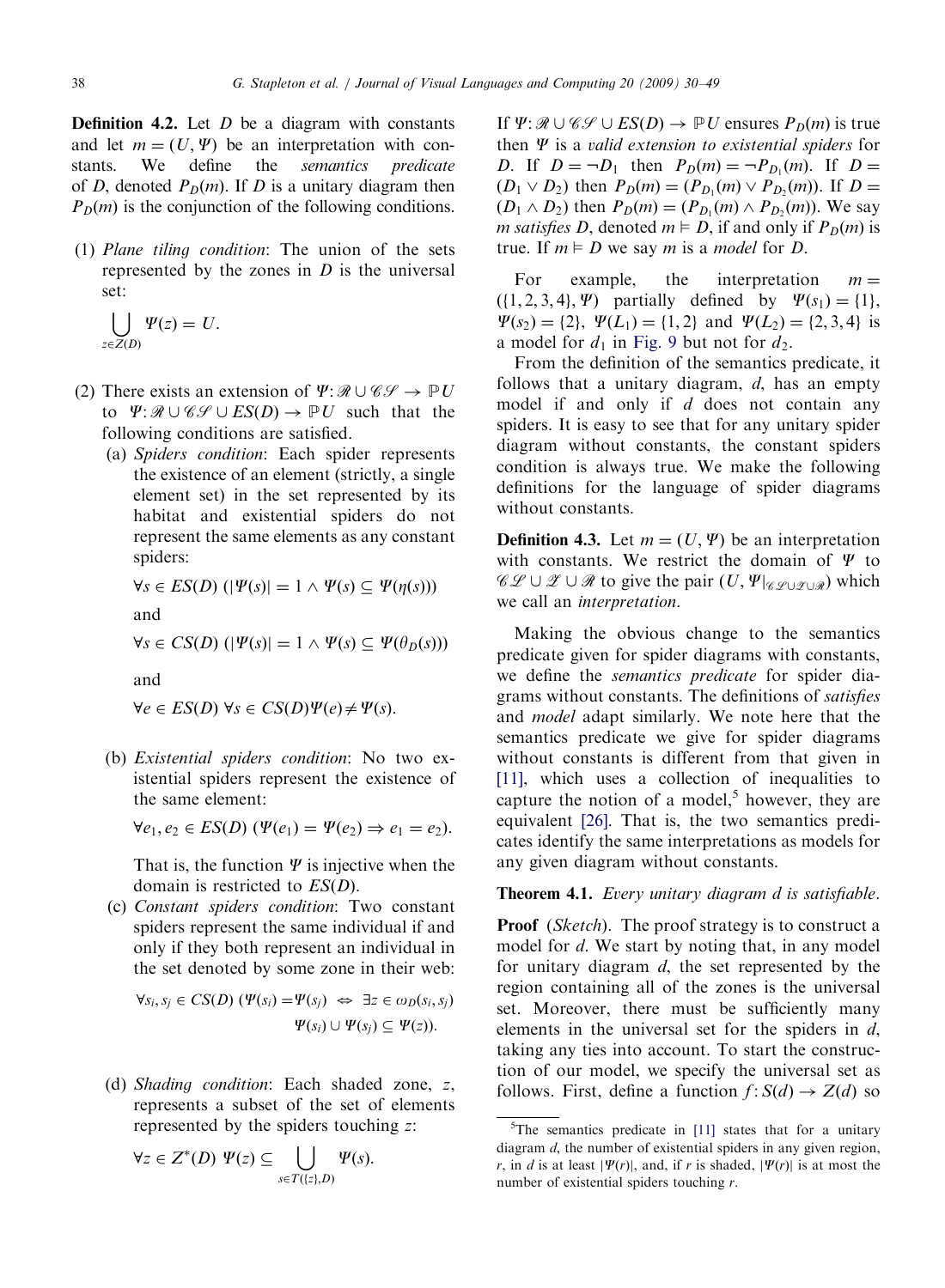**Definition 4.2.** Let $D$ be a diagram with constants and let $m = (U, \Psi)$ be an interpretation with constants. We define the *semantics predicate* of $D$, denoted $P_D(m)$. If $D$ is a unitary diagram then $P_D(m)$ is the conjunction of the following conditions.

(1) *Plane tiling condition*: The union of the sets represented by the zones in $D$ is the universal set:

$$\bigcup_{z \in Z(D)} \Psi(z) = U.$$

(2) There exists an extension of $\Psi: \mathscr{R} \cup \mathscr{CS} \to \mathbb{P}U$ to $\Psi: \mathscr{R} \cup \mathscr{CS} \cup ES(D) \to \mathbb{P}U$ such that the following conditions are satisfied.

   (a) *Spiders condition*: Each spider represents the existence of an element (strictly, a single element set) in the set represented by its habitat and existential spiders do not represent the same elements as any constant spiders:

   $$\forall s \in ES(D)\ (|\Psi(s)| = 1 \wedge \Psi(s) \subseteq \Psi(\eta(s)))$$

   and

   $$\forall s \in CS(D)\ (|\Psi(s)| = 1 \wedge \Psi(s) \subseteq \Psi(\theta_D(s)))$$

   and

   $$\forall e \in ES(D)\ \forall s \in CS(D) \Psi(e) \neq \Psi(s).$$

   (b) *Existential spiders condition*: No two existential spiders represent the existence of the same element:

   $$\forall e_1, e_2 \in ES(D)\ (\Psi(e_1) = \Psi(e_2) \Rightarrow e_1 = e_2).$$

   That is, the function $\Psi$ is injective when the domain is restricted to $ES(D)$.

   (c) *Constant spiders condition*: Two constant spiders represent the same individual if and only if they both represent an individual in the set denoted by some zone in their web:

   $$\forall s_i, s_j \in CS(D)\ (\Psi(s_i) = \Psi(s_j) \Leftrightarrow \exists z \in \omega_D(s_i, s_j)\ \Psi(s_i) \cup \Psi(s_j) \subseteq \Psi(z)).$$

   (d) *Shading condition*: Each shaded zone, $z$, represents a subset of the set of elements represented by the spiders touching $z$:

   $$\forall z \in Z^*(D)\ \Psi(z) \subseteq \bigcup_{s \in T(\{z\}, D)} \Psi(s).$$

If $\Psi: \mathscr{R} \cup \mathscr{CS} \cup ES(D) \to \mathbb{P}U$ ensures $P_D(m)$ is true then $\Psi$ is a *valid extension to existential spiders* for $D$. If $D = \neg D_1$ then $P_D(m) = \neg P_{D_1}(m)$. If $D = (D_1 \vee D_2)$ then $P_D(m) = (P_{D_1}(m) \vee P_{D_2}(m))$. If $D = (D_1 \wedge D_2)$ then $P_D(m) = (P_{D_1}(m) \wedge P_{D_2}(m))$. We say *m satisfies D*, denoted $m \vDash D$, if and only if $P_D(m)$ is true. If $m \vDash D$ we say $m$ is a *model* for $D$.

For example, the interpretation $m = (\{1, 2, 3, 4\}, \Psi)$ partially defined by $\Psi(s_1) = \{1\}$, $\Psi(s_2) = \{2\}$, $\Psi(L_1) = \{1, 2\}$ and $\Psi(L_2) = \{2, 3, 4\}$ is a model for $d_1$ in Fig. 9 but not for $d_2$.

From the definition of the semantics predicate, it follows that a unitary diagram, $d$, has an empty model if and only if $d$ does not contain any spiders. It is easy to see that for any unitary spider diagram without constants, the constant spiders condition is always true. We make the following definitions for the language of spider diagrams without constants.

**Definition 4.3.** Let $m = (U, \Psi)$ be an interpretation with constants. We restrict the domain of $\Psi$ to $\mathscr{CL} \cup \mathscr{Z} \cup \mathscr{R}$ to give the pair $(U, \Psi|_{\mathscr{CL} \cup \mathscr{Z} \cup \mathscr{R}})$ which we call an *interpretation*.

Making the obvious change to the semantics predicate given for spider diagrams with constants, we define the *semantics predicate* for spider diagrams without constants. The definitions of *satisfies* and *model* adapt similarly. We note here that the semantics predicate we give for spider diagrams without constants is different from that given in [11], which uses a collection of inequalities to capture the notion of a model,[5] however, they are equivalent [26]. That is, the two semantics predicates identify the same interpretations as models for any given diagram without constants.

**Theorem 4.1.** *Every unitary diagram d is satisfiable*.

**Proof** (*Sketch*). The proof strategy is to construct a model for $d$. We start by noting that, in any model for unitary diagram $d$, the set represented by the region containing all of the zones is the universal set. Moreover, there must be sufficiently many elements in the universal set for the spiders in $d$, taking any ties into account. To start the construction of our model, we specify the universal set as follows. First, define a function $f: S(d) \to Z(d)$ so

[5] The semantics predicate in [11] states that for a unitary diagram $d$, the number of existential spiders in any given region, $r$, in $d$ is at least $|\Psi(r)|$, and, if $r$ is shaded, $|\Psi(r)|$ is at most the number of existential spiders touching $r$.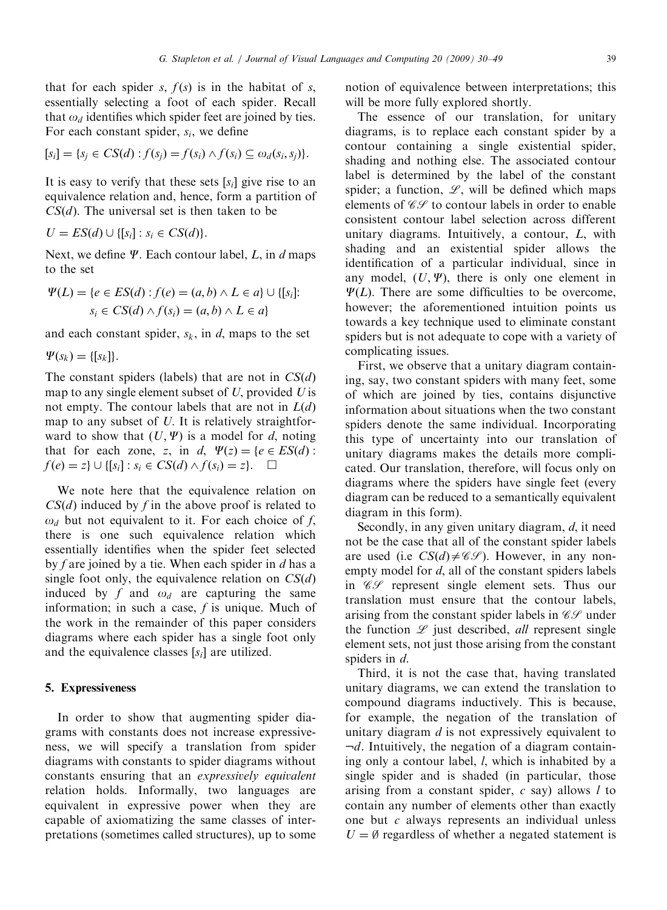that for each spider $s$, $f(s)$ is in the habitat of $s$, essentially selecting a foot of each spider. Recall that $\omega_d$ identifies which spider feet are joined by ties. For each constant spider, $s_i$, we define

$$[s_i] = \{s_j \in CS(d) : f(s_j) = f(s_i) \wedge f(s_i) \subseteq \omega_d(s_i, s_j)\}.$$

It is easy to verify that these sets $[s_i]$ give rise to an equivalence relation and, hence, form a partition of $CS(d)$. The universal set is then taken to be

$$U = ES(d) \cup \{[s_i] : s_i \in CS(d)\}.$$

Next, we define $\Psi$. Each contour label, $L$, in $d$ maps to the set

$$\Psi(L) = \{e \in ES(d) : f(e) = (a, b) \wedge L \in a\} \cup \{[s_i]: s_i \in CS(d) \wedge f(s_i) = (a, b) \wedge L \in a\}$$

and each constant spider, $s_k$, in $d$, maps to the set

$$\Psi(s_k) = \{[s_k]\}.$$

The constant spiders (labels) that are not in $CS(d)$ map to any single element subset of $U$, provided $U$ is not empty. The contour labels that are not in $L(d)$ map to any subset of $U$. It is relatively straightforward to show that $(U, \Psi)$ is a model for $d$, noting that for each zone, $z$, in $d$, $\Psi(z) = \{e \in ES(d) : f(e) = z\} \cup \{[s_i] : s_i \in CS(d) \wedge f(s_i) = z\}$. $\square$

We note here that the equivalence relation on $CS(d)$ induced by $f$ in the above proof is related to $\omega_d$ but not equivalent to it. For each choice of $f$, there is one such equivalence relation which essentially identifies when the spider feet selected by $f$ are joined by a tie. When each spider in $d$ has a single foot only, the equivalence relation on $CS(d)$ induced by $f$ and $\omega_d$ are capturing the same information; in such a case, $f$ is unique. Much of the work in the remainder of this paper considers diagrams where each spider has a single foot only and the equivalence classes $[s_i]$ are utilized.

## 5. Expressiveness

In order to show that augmenting spider diagrams with constants does not increase expressiveness, we will specify a translation from spider diagrams with constants to spider diagrams without constants ensuring that an *expressively equivalent* relation holds. Informally, two languages are equivalent in expressive power when they are capable of axiomatizing the same classes of interpretations (sometimes called structures), up to some notion of equivalence between interpretations; this will be more fully explored shortly.

The essence of our translation, for unitary diagrams, is to replace each constant spider by a contour containing a single existential spider, shading and nothing else. The associated contour label is determined by the label of the constant spider; a function, $\mathcal{L}$, will be defined which maps elements of $\mathcal{CS}$ to contour labels in order to enable consistent contour label selection across different unitary diagrams. Intuitively, a contour, $L$, with shading and an existential spider allows the identification of a particular individual, since in any model, $(U, \Psi)$, there is only one element in $\Psi(L)$. There are some difficulties to be overcome, however; the aforementioned intuition points us towards a key technique used to eliminate constant spiders but is not adequate to cope with a variety of complicating issues.

First, we observe that a unitary diagram containing, say, two constant spiders with many feet, some of which are joined by ties, contains disjunctive information about situations when the two constant spiders denote the same individual. Incorporating this type of uncertainty into our translation of unitary diagrams makes the details more complicated. Our translation, therefore, will focus only on diagrams where the spiders have single feet (every diagram can be reduced to a semantically equivalent diagram in this form).

Secondly, in any given unitary diagram, $d$, it need not be the case that all of the constant spider labels are used (i.e $CS(d) \neq \mathcal{CS}$). However, in any non-empty model for $d$, all of the constant spiders labels in $\mathcal{CS}$ represent single element sets. Thus our translation must ensure that the contour labels, arising from the constant spider labels in $\mathcal{CS}$ under the function $\mathcal{L}$ just described, *all* represent single element sets, not just those arising from the constant spiders in $d$.

Third, it is not the case that, having translated unitary diagrams, we can extend the translation to compound diagrams inductively. This is because, for example, the negation of the translation of unitary diagram $d$ is not expressively equivalent to $\neg d$. Intuitively, the negation of a diagram containing only a contour label, $l$, which is inhabited by a single spider and is shaded (in particular, those arising from a constant spider, $c$ say) allows $l$ to contain any number of elements other than exactly one but $c$ always represents an individual unless $U = \emptyset$ regardless of whether a negated statement is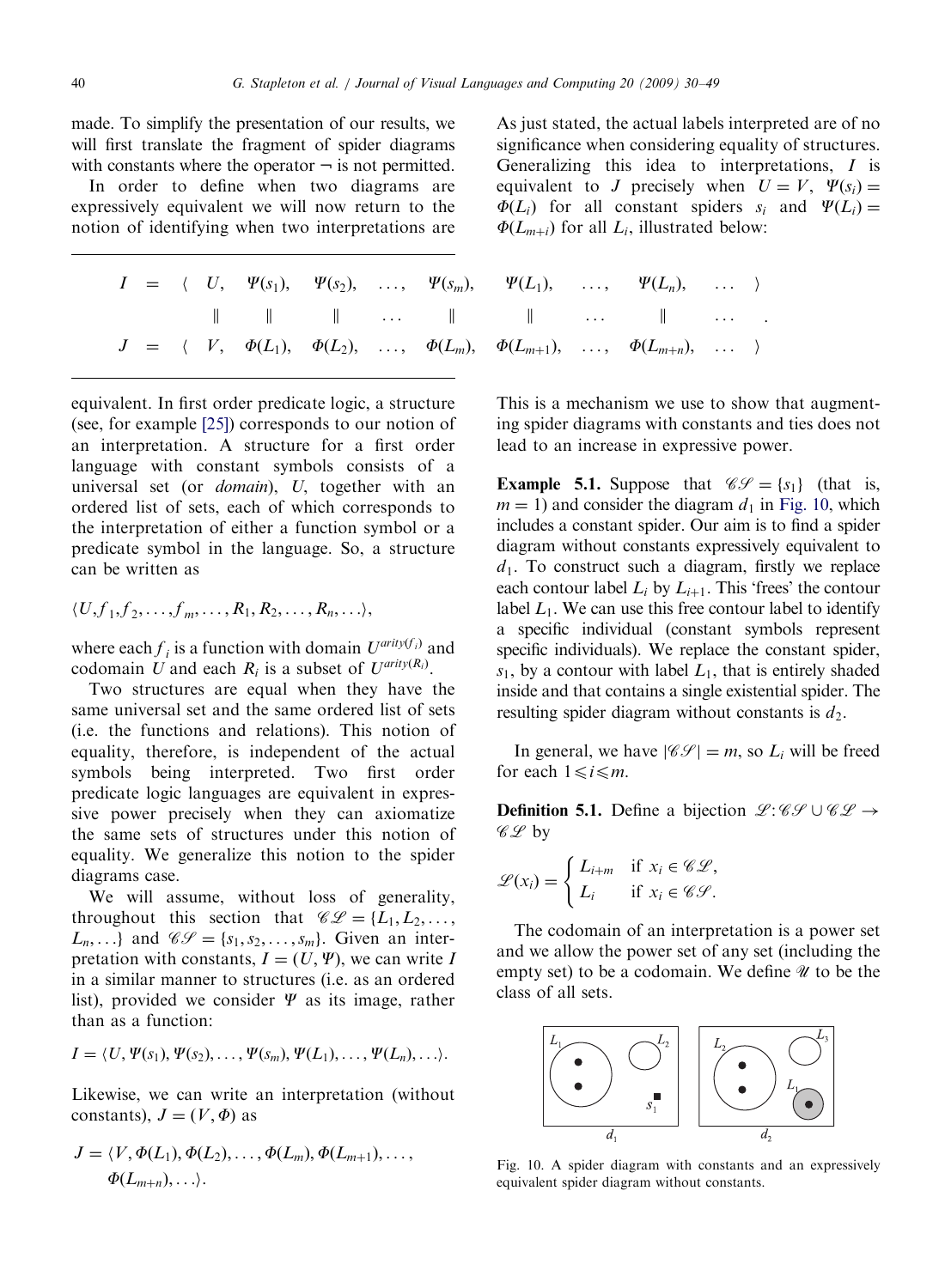made. To simplify the presentation of our results, we will first translate the fragment of spider diagrams with constants where the operator $\neg$ is not permitted.

In order to define when two diagrams are expressively equivalent we will now return to the notion of identifying when two interpretations are equivalent. In first order predicate logic, a structure (see, for example [25]) corresponds to our notion of an interpretation. A structure for a first order language with constant symbols consists of a universal set (or *domain*), $U$, together with an ordered list of sets, each of which corresponds to the interpretation of either a function symbol or a predicate symbol in the language. So, a structure can be written as

$$\langle U, f_1, f_2, \ldots, f_m, \ldots, R_1, R_2, \ldots, R_n, \ldots \rangle,$$

where each $f_i$ is a function with domain $U^{arity(f_i)}$ and codomain $U$ and each $R_i$ is a subset of $U^{arity(R_i)}$.

Two structures are equal when they have the same universal set and the same ordered list of sets (i.e. the functions and relations). This notion of equality, therefore, is independent of the actual symbols being interpreted. Two first order predicate logic languages are equivalent in expressive power precisely when they can axiomatize the same sets of structures under this notion of equality. We generalize this notion to the spider diagrams case.

We will assume, without loss of generality, throughout this section that $\mathscr{CL} = \{L_1, L_2, \ldots, L_n, \ldots\}$ and $\mathscr{CS} = \{s_1, s_2, \ldots, s_m\}$. Given an interpretation with constants, $I = (U, \Psi)$, we can write $I$ in a similar manner to structures (i.e. as an ordered list), provided we consider $\Psi$ as its image, rather than as a function:

$$I = \langle U, \Psi(s_1), \Psi(s_2), \ldots, \Psi(s_m), \Psi(L_1), \ldots, \Psi(L_n), \ldots \rangle.$$

Likewise, we can write an interpretation (without constants), $J = (V, \Phi)$ as

$$J = \langle V, \Phi(L_1), \Phi(L_2), \ldots, \Phi(L_m), \Phi(L_{m+1}), \ldots, \Phi(L_{m+n}), \ldots \rangle.$$

As just stated, the actual labels interpreted are of no significance when considering equality of structures. Generalizing this idea to interpretations, $I$ is equivalent to $J$ precisely when $U = V$, $\Psi(s_i) = \Phi(L_i)$ for all constant spiders $s_i$ and $\Psi(L_i) = \Phi(L_{m+i})$ for all $L_i$, illustrated below:

$$\begin{array}{ccccccccccc} I & = & \langle & U, & \Psi(s_1), & \Psi(s_2), & \ldots, & \Psi(s_m), & \Psi(L_1), & \ldots, & \Psi(L_n), & \ldots & \rangle \\ & & & \| & \| & \| & \ldots & \| & \| & \ldots & \| & \ldots & . \\ J & = & \langle & V, & \Phi(L_1), & \Phi(L_2), & \ldots, & \Phi(L_m), & \Phi(L_{m+1}), & \ldots, & \Phi(L_{m+n}), & \ldots & \rangle \end{array}$$

This is a mechanism we use to show that augmenting spider diagrams with constants and ties does not lead to an increase in expressive power.

**Example 5.1.** Suppose that $\mathscr{CS} = \{s_1\}$ (that is, $m = 1$) and consider the diagram $d_1$ in Fig. 10, which includes a constant spider. Our aim is to find a spider diagram without constants expressively equivalent to $d_1$. To construct such a diagram, firstly we replace each contour label $L_i$ by $L_{i+1}$. This 'frees' the contour label $L_1$. We can use this free contour label to identify a specific individual (constant symbols represent specific individuals). We replace the constant spider, $s_1$, by a contour with label $L_1$, that is entirely shaded inside and that contains a single existential spider. The resulting spider diagram without constants is $d_2$.

In general, we have $|\mathscr{CS}| = m$, so $L_i$ will be freed for each $1 \leqslant i \leqslant m$.

**Definition 5.1.** Define a bijection $\mathscr{L} : \mathscr{CS} \cup \mathscr{CL} \rightarrow \mathscr{CL}$ by

$$\mathscr{L}(x_i) = \begin{cases} L_{i+m} & \text{if } x_i \in \mathscr{CL}, \\ L_i & \text{if } x_i \in \mathscr{CS}. \end{cases}$$

The codomain of an interpretation is a power set and we allow the power set of any set (including the empty set) to be a codomain. We define $\mathscr{U}$ to be the class of all sets.

Fig. 10. A spider diagram with constants and an expressively equivalent spider diagram without constants.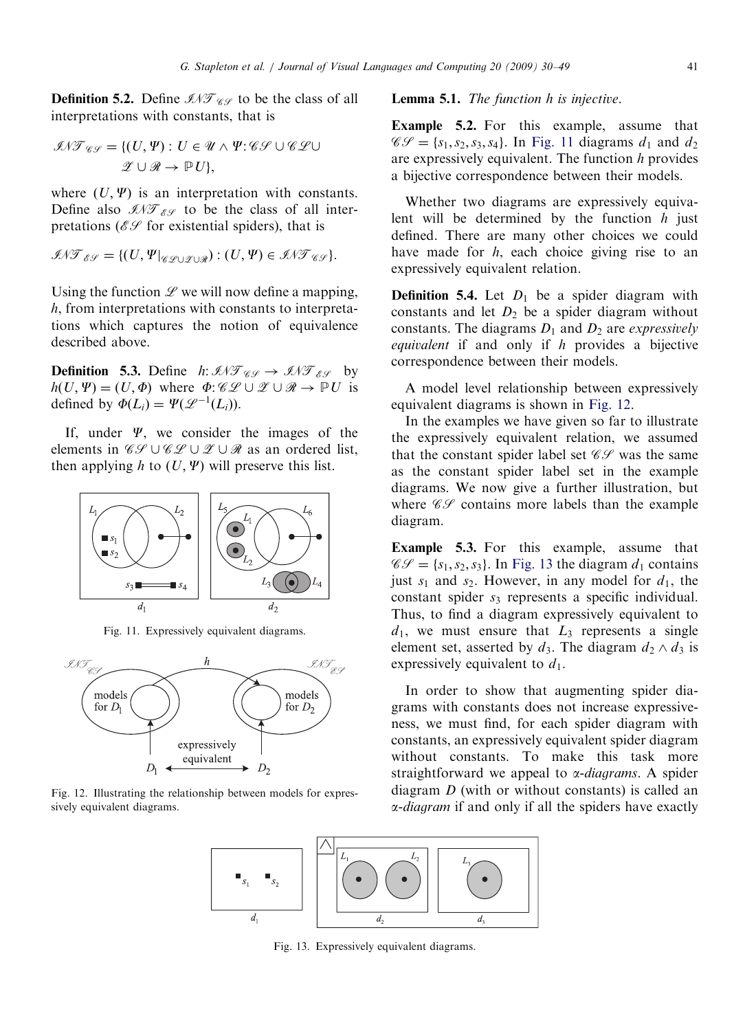**Definition 5.2.** Define $\mathscr{INT}_{\mathscr{CS}}$ to be the class of all interpretations with constants, that is

$$\mathscr{INT}_{\mathscr{CS}} = \{(U, \Psi) : U \in \mathscr{U} \wedge \Psi : \mathscr{CS} \cup \mathscr{CL} \cup \mathscr{Z} \cup \mathscr{R} \rightarrow \mathbb{P}U\},$$

where $(U, \Psi)$ is an interpretation with constants. Define also $\mathscr{INT}_{\mathscr{ES}}$ to be the class of all interpretations ($\mathscr{ES}$ for existential spiders), that is

$$\mathscr{INT}_{\mathscr{ES}} = \{(U, \Psi|_{\mathscr{CL} \cup \mathscr{Z} \cup \mathscr{R}}) : (U, \Psi) \in \mathscr{INT}_{\mathscr{CS}}\}.$$

Using the function $\mathscr{L}$ we will now define a mapping, $h$, from interpretations with constants to interpretations which captures the notion of equivalence described above.

**Definition 5.3.** Define $h: \mathscr{INT}_{\mathscr{CS}} \rightarrow \mathscr{INT}_{\mathscr{ES}}$ by $h(U, \Psi) = (U, \Phi)$ where $\Phi: \mathscr{CL} \cup \mathscr{Z} \cup \mathscr{R} \rightarrow \mathbb{P}U$ is defined by $\Phi(L_i) = \Psi(\mathscr{L}^{-1}(L_i))$.

If, under $\Psi$, we consider the images of the elements in $\mathscr{CS} \cup \mathscr{CL} \cup \mathscr{Z} \cup \mathscr{R}$ as an ordered list, then applying $h$ to $(U, \Psi)$ will preserve this list.

Fig. 11. Expressively equivalent diagrams.

Fig. 12. Illustrating the relationship between models for expressively equivalent diagrams.

**Lemma 5.1.** *The function h is injective.*

**Example 5.2.** For this example, assume that $\mathscr{CS} = \{s_1, s_2, s_3, s_4\}$. In Fig. 11 diagrams $d_1$ and $d_2$ are expressively equivalent. The function $h$ provides a bijective correspondence between their models.

Whether two diagrams are expressively equivalent will be determined by the function $h$ just defined. There are many other choices we could have made for $h$, each choice giving rise to an expressively equivalent relation.

**Definition 5.4.** Let $D_1$ be a spider diagram with constants and let $D_2$ be a spider diagram without constants. The diagrams $D_1$ and $D_2$ are *expressively equivalent* if and only if $h$ provides a bijective correspondence between their models.

A model level relationship between expressively equivalent diagrams is shown in Fig. 12.

In the examples we have given so far to illustrate the expressively equivalent relation, we assumed that the constant spider label set $\mathscr{CS}$ was the same as the constant spider label set in the example diagrams. We now give a further illustration, but where $\mathscr{CS}$ contains more labels than the example diagram.

**Example 5.3.** For this example, assume that $\mathscr{CS} = \{s_1, s_2, s_3\}$. In Fig. 13 the diagram $d_1$ contains just $s_1$ and $s_2$. However, in any model for $d_1$, the constant spider $s_3$ represents a specific individual. Thus, to find a diagram expressively equivalent to $d_1$, we must ensure that $L_3$ represents a single element set, asserted by $d_3$. The diagram $d_2 \wedge d_3$ is expressively equivalent to $d_1$.

In order to show that augmenting spider diagrams with constants does not increase expressiveness, we must find, for each spider diagram with constants, an expressively equivalent spider diagram without constants. To make this task more straightforward we appeal to *α-diagrams*. A spider diagram $D$ (with or without constants) is called an *α-diagram* if and only if all the spiders have exactly

Fig. 13. Expressively equivalent diagrams.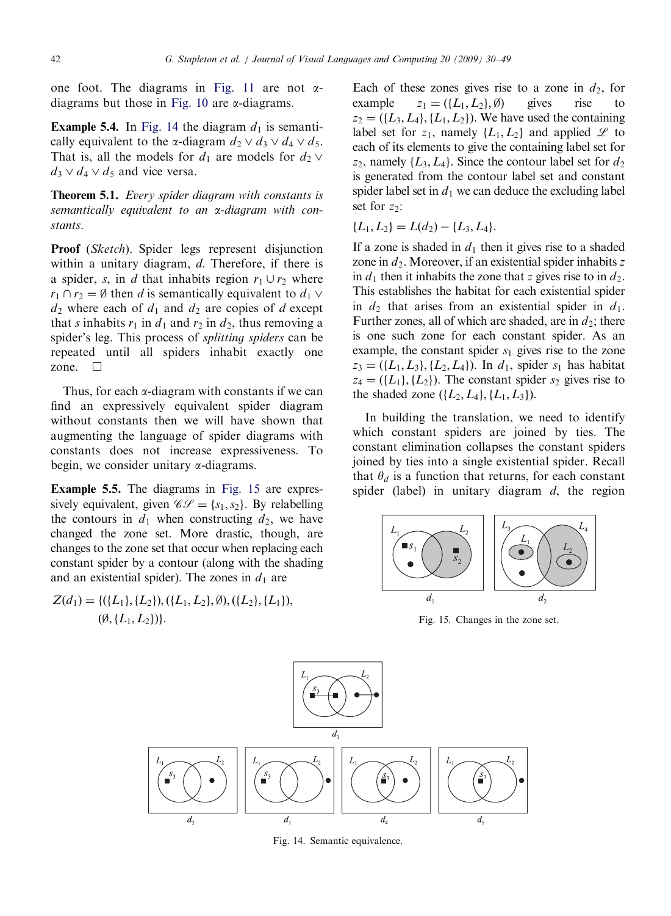one foot. The diagrams in Fig. 11 are not α-diagrams but those in Fig. 10 are α-diagrams.

**Example 5.4.** In Fig. 14 the diagram $d_1$ is semantically equivalent to the α-diagram $d_2 \vee d_3 \vee d_4 \vee d_5$. That is, all the models for $d_1$ are models for $d_2 \vee d_3 \vee d_4 \vee d_5$ and vice versa.

**Theorem 5.1.** *Every spider diagram with constants is semantically equivalent to an α-diagram with constants.*

**Proof** (*Sketch*). Spider legs represent disjunction within a unitary diagram, $d$. Therefore, if there is a spider, $s$, in $d$ that inhabits region $r_1 \cup r_2$ where $r_1 \cap r_2 = \emptyset$ then $d$ is semantically equivalent to $d_1 \vee d_2$ where each of $d_1$ and $d_2$ are copies of $d$ except that $s$ inhabits $r_1$ in $d_1$ and $r_2$ in $d_2$, thus removing a spider's leg. This process of *splitting spiders* can be repeated until all spiders inhabit exactly one zone. □

Thus, for each α-diagram with constants if we can find an expressively equivalent spider diagram without constants then we will have shown that augmenting the language of spider diagrams with constants does not increase expressiveness. To begin, we consider unitary α-diagrams.

**Example 5.5.** The diagrams in Fig. 15 are expressively equivalent, given $\mathscr{CS} = \{s_1, s_2\}$. By relabelling the contours in $d_1$ when constructing $d_2$, we have changed the zone set. More drastic, though, are changes to the zone set that occur when replacing each constant spider by a contour (along with the shading and an existential spider). The zones in $d_1$ are

$$Z(d_1) = \{(\{L_1\},\{L_2\}), (\{L_1, L_2\}, \emptyset), (\{L_2\},\{L_1\}), (\emptyset, \{L_1, L_2\})\}.$$

Each of these zones gives rise to a zone in $d_2$, for example $z_1 = (\{L_1, L_2\}, \emptyset)$ gives rise to $z_2 = (\{L_3, L_4\}, \{L_1, L_2\})$. We have used the containing label set for $z_1$, namely $\{L_1, L_2\}$ and applied $\mathscr{L}$ to each of its elements to give the containing label set for $z_2$, namely $\{L_3, L_4\}$. Since the contour label set for $d_2$ is generated from the contour label set and constant spider label set in $d_1$ we can deduce the excluding label set for $z_2$:

$$\{L_1, L_2\} = L(d_2) - \{L_3, L_4\}.$$

If a zone is shaded in $d_1$ then it gives rise to a shaded zone in $d_2$. Moreover, if an existential spider inhabits $z$ in $d_1$ then it inhabits the zone that $z$ gives rise to in $d_2$. This establishes the habitat for each existential spider in $d_2$ that arises from an existential spider in $d_1$. Further zones, all of which are shaded, are in $d_2$; there is one such zone for each constant spider. As an example, the constant spider $s_1$ gives rise to the zone $z_3 = (\{L_1, L_3\}, \{L_2, L_4\})$. In $d_1$, spider $s_1$ has habitat $z_4 = (\{L_1\}, \{L_2\})$. The constant spider $s_2$ gives rise to the shaded zone $(\{L_2, L_4\}, \{L_1, L_3\})$.

In building the translation, we need to identify which constant spiders are joined by ties. The constant elimination collapses the constant spiders joined by ties into a single existential spider. Recall that $\theta_d$ is a function that returns, for each constant spider (label) in unitary diagram $d$, the region

Fig. 15. Changes in the zone set.

Fig. 14. Semantic equivalence.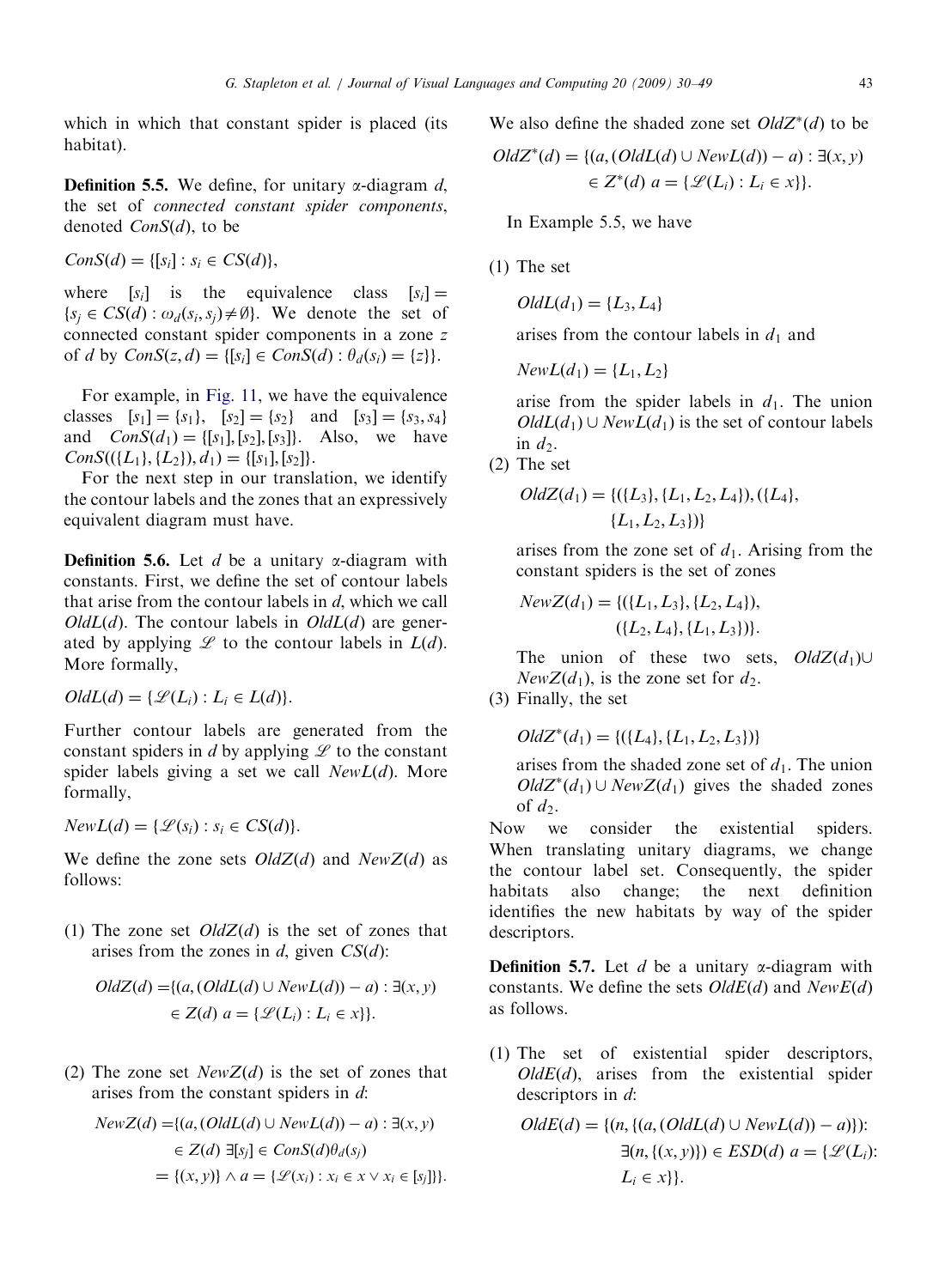which in which that constant spider is placed (its habitat).

**Definition 5.5.** We define, for unitary α-diagram $d$, the set of *connected constant spider components*, denoted $ConS(d)$, to be

$$ConS(d) = \{[s_i] : s_i \in CS(d)\},$$

where $[s_i]$ is the equivalence class $[s_i] = \{s_j \in CS(d) : \omega_d(s_i, s_j) \neq \emptyset\}$. We denote the set of connected constant spider components in a zone $z$ of $d$ by $ConS(z, d) = \{[s_i] \in ConS(d) : \theta_d(s_i) = \{z\}\}$.

For example, in Fig. 11, we have the equivalence classes $[s_1] = \{s_1\}$, $[s_2] = \{s_2\}$ and $[s_3] = \{s_3, s_4\}$ and $ConS(d_1) = \{[s_1], [s_2], [s_3]\}$. Also, we have $ConS((\{L_1\}, \{L_2\}), d_1) = \{[s_1], [s_2]\}$.

For the next step in our translation, we identify the contour labels and the zones that an expressively equivalent diagram must have.

**Definition 5.6.** Let $d$ be a unitary α-diagram with constants. First, we define the set of contour labels that arise from the contour labels in $d$, which we call $OldL(d)$. The contour labels in $OldL(d)$ are generated by applying $\mathscr{L}$ to the contour labels in $L(d)$. More formally,

$$OldL(d) = \{\mathscr{L}(L_i) : L_i \in L(d)\}.$$

Further contour labels are generated from the constant spiders in $d$ by applying $\mathscr{L}$ to the constant spider labels giving a set we call $NewL(d)$. More formally,

$$NewL(d) = \{\mathscr{L}(s_i) : s_i \in CS(d)\}.$$

We define the zone sets $OldZ(d)$ and $NewZ(d)$ as follows:

(1) The zone set $OldZ(d)$ is the set of zones that arises from the zones in $d$, given $CS(d)$:

$$OldZ(d) = \{(a, (OldL(d) \cup NewL(d)) - a) : \exists (x, y) \in Z(d)\ a = \{\mathscr{L}(L_i) : L_i \in x\}\}.$$

(2) The zone set $NewZ(d)$ is the set of zones that arises from the constant spiders in $d$:

$$\begin{aligned} NewZ(d) = \{&(a, (OldL(d) \cup NewL(d)) - a) : \exists (x, y) \\ &\in Z(d)\ \exists [s_j] \in ConS(d) \theta_d(s_j) \\ &= \{(x, y)\} \wedge a = \{\mathscr{L}(x_i) : x_i \in x \vee x_i \in [s_j]\}\}. \end{aligned}$$

We also define the shaded zone set $OldZ^*(d)$ to be

$$OldZ^*(d) = \{(a, (OldL(d) \cup NewL(d)) - a) : \exists (x, y) \in Z^*(d)\ a = \{\mathscr{L}(L_i) : L_i \in x\}\}.$$

In Example 5.5, we have

(1) The set

$$OldL(d_1) = \{L_3, L_4\}$$

arises from the contour labels in $d_1$ and

$$NewL(d_1) = \{L_1, L_2\}$$

arise from the spider labels in $d_1$. The union $OldL(d_1) \cup NewL(d_1)$ is the set of contour labels in $d_2$.

(2) The set

$$OldZ(d_1) = \{(\{L_3\}, \{L_1, L_2, L_4\}), (\{L_4\}, \{L_1, L_2, L_3\})\}$$

arises from the zone set of $d_1$. Arising from the constant spiders is the set of zones

$$NewZ(d_1) = \{(\{L_1, L_3\}, \{L_2, L_4\}), (\{L_2, L_4\}, \{L_1, L_3\})\}.$$

The union of these two sets, $OldZ(d_1) \cup NewZ(d_1)$, is the zone set for $d_2$.

(3) Finally, the set

$$OldZ^*(d_1) = \{(\{L_4\}, \{L_1, L_2, L_3\})\}$$

arises from the shaded zone set of $d_1$. The union $OldZ^*(d_1) \cup NewZ(d_1)$ gives the shaded zones of $d_2$.

Now we consider the existential spiders. When translating unitary diagrams, we change the contour label set. Consequently, the spider habitats also change; the next definition identifies the new habitats by way of the spider descriptors.

**Definition 5.7.** Let $d$ be a unitary α-diagram with constants. We define the sets $OldE(d)$ and $NewE(d)$ as follows.

(1) The set of existential spider descriptors, $OldE(d)$, arises from the existential spider descriptors in $d$:

$$\begin{aligned} OldE(d) = \{&(n, \{(a, (OldL(d) \cup NewL(d)) - a)\}) : \\ &\exists (n, \{(x, y)\}) \in ESD(d)\ a = \{\mathscr{L}(L_i) : \\ &L_i \in x\}\}. \end{aligned}$$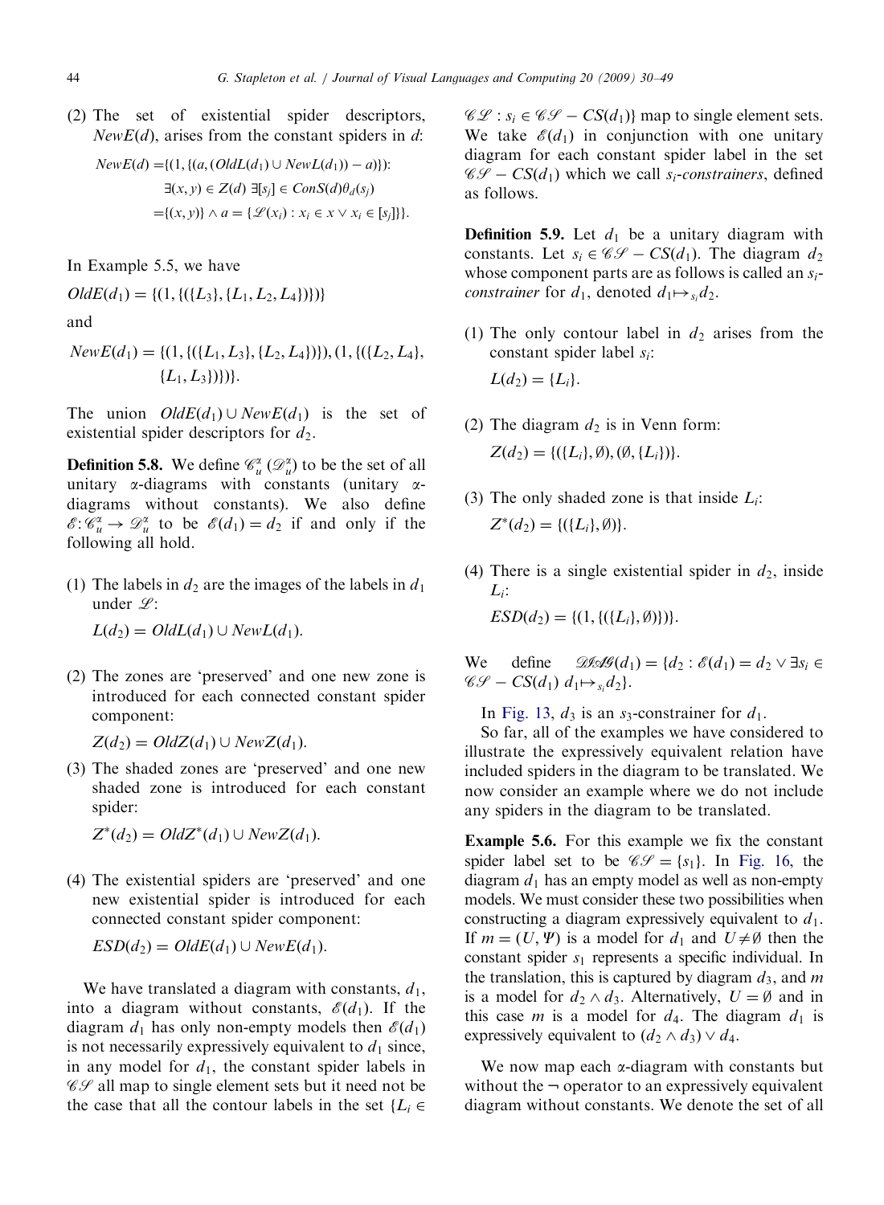(2) The set of existential spider descriptors, $NewE(d)$, arises from the constant spiders in $d$:

$$NewE(d) = \{(1, \{(a, (OldL(d_1) \cup NewL(d_1)) - a)\}) : \exists (x, y) \in Z(d) \; \exists [s_j] \in ConS(d)\theta_d(s_j) = \{(x, y)\} \wedge a = \{\mathscr{L}(x_i) : x_i \in x \vee x_i \in [s_j]\}\}.$$

In Example 5.5, we have

$$OldE(d_1) = \{(1, \{(\{L_3\}, \{L_1, L_2, L_4\})\})\}$$

and

$$NewE(d_1) = \{(1, \{(\{L_1, L_3\}, \{L_2, L_4\})\}), (1, \{(\{L_2, L_4\}, \{L_1, L_3\})\})\}.$$

The union $OldE(d_1) \cup NewE(d_1)$ is the set of existential spider descriptors for $d_2$.

**Definition 5.8.** We define $\mathscr{C}_u^\alpha$ ($\mathscr{D}_u^\alpha$) to be the set of all unitary $\alpha$-diagrams with constants (unitary $\alpha$-diagrams without constants). We also define $\mathscr{E}: \mathscr{C}_u^\alpha \to \mathscr{D}_u^\alpha$ to be $\mathscr{E}(d_1) = d_2$ if and only if the following all hold.

(1) The labels in $d_2$ are the images of the labels in $d_1$ under $\mathscr{L}$:

$$L(d_2) = OldL(d_1) \cup NewL(d_1).$$

(2) The zones are 'preserved' and one new zone is introduced for each connected constant spider component:

$$Z(d_2) = OldZ(d_1) \cup NewZ(d_1).$$

(3) The shaded zones are 'preserved' and one new shaded zone is introduced for each constant spider:

$$Z^*(d_2) = OldZ^*(d_1) \cup NewZ(d_1).$$

(4) The existential spiders are 'preserved' and one new existential spider is introduced for each connected constant spider component:

$$ESD(d_2) = OldE(d_1) \cup NewE(d_1).$$

We have translated a diagram with constants, $d_1$, into a diagram without constants, $\mathscr{E}(d_1)$. If the diagram $d_1$ has only non-empty models then $\mathscr{E}(d_1)$ is not necessarily expressively equivalent to $d_1$ since, in any model for $d_1$, the constant spider labels in $\mathscr{CS}$ all map to single element sets but it need not be the case that all the contour labels in the set $\{L_i \in \mathscr{CL} : s_i \in \mathscr{CS} - CS(d_1)\}$ map to single element sets. We take $\mathscr{E}(d_1)$ in conjunction with one unitary diagram for each constant spider label in the set $\mathscr{CS} - CS(d_1)$ which we call $s_i$-*constrainers*, defined as follows.

**Definition 5.9.** Let $d_1$ be a unitary diagram with constants. Let $s_i \in \mathscr{CS} - CS(d_1)$. The diagram $d_2$ whose component parts are as follows is called an $s_i$-*constrainer* for $d_1$, denoted $d_1 \mapsto_{s_i} d_2$.

(1) The only contour label in $d_2$ arises from the constant spider label $s_i$:

$$L(d_2) = \{L_i\}.$$

(2) The diagram $d_2$ is in Venn form:

$$Z(d_2) = \{(\{L_i\}, \emptyset), (\emptyset, \{L_i\})\}.$$

(3) The only shaded zone is that inside $L_i$:

$$Z^*(d_2) = \{(\{L_i\}, \emptyset)\}.$$

(4) There is a single existential spider in $d_2$, inside $L_i$:

$$ESD(d_2) = \{(1, \{(\{L_i\}, \emptyset)\})\}.$$

We define $\mathscr{DIAG}(d_1) = \{d_2 : \mathscr{E}(d_1) = d_2 \vee \exists s_i \in \mathscr{CS} - CS(d_1) \; d_1 \mapsto_{s_i} d_2\}$.

In Fig. 13, $d_3$ is an $s_3$-constrainer for $d_1$.

So far, all of the examples we have considered to illustrate the expressively equivalent relation have included spiders in the diagram to be translated. We now consider an example where we do not include any spiders in the diagram to be translated.

**Example 5.6.** For this example we fix the constant spider label set to be $\mathscr{CS} = \{s_1\}$. In Fig. 16, the diagram $d_1$ has an empty model as well as non-empty models. We must consider these two possibilities when constructing a diagram expressively equivalent to $d_1$. If $m = (U, \Psi)$ is a model for $d_1$ and $U \neq \emptyset$ then the constant spider $s_1$ represents a specific individual. In the translation, this is captured by diagram $d_3$, and $m$ is a model for $d_2 \wedge d_3$. Alternatively, $U = \emptyset$ and in this case $m$ is a model for $d_4$. The diagram $d_1$ is expressively equivalent to $(d_2 \wedge d_3) \vee d_4$.

We now map each $\alpha$-diagram with constants but without the $\neg$ operator to an expressively equivalent diagram without constants. We denote the set of all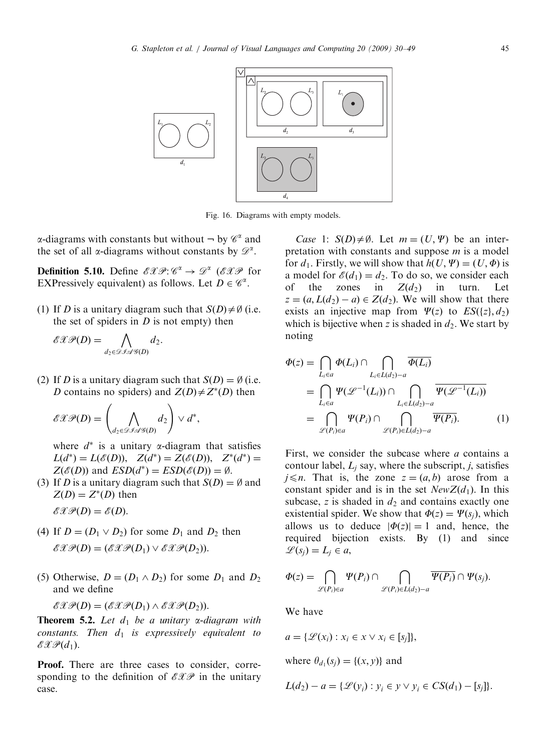Fig. 16. Diagrams with empty models.

$\alpha$-diagrams with constants but without $\neg$ by $\mathscr{C}^\alpha$ and the set of all $\alpha$-diagrams without constants by $\mathscr{D}^\alpha$.

**Definition 5.10.** Define $\mathscr{EXP}: \mathscr{C}^\alpha \to \mathscr{D}^\alpha$ ($\mathscr{EXP}$ for EXPressively equivalent) as follows. Let $D \in \mathscr{C}^\alpha$.

(1) If $D$ is a unitary diagram such that $S(D) \neq \emptyset$ (i.e. the set of spiders in $D$ is not empty) then

$$\mathscr{EXP}(D) = \bigwedge_{d_2 \in \mathscr{DIAG}(D)} d_2.$$

(2) If $D$ is a unitary diagram such that $S(D) = \emptyset$ (i.e. $D$ contains no spiders) and $Z(D) \neq Z^*(D)$ then

$$\mathscr{EXP}(D) = \left( \bigwedge_{d_2 \in \mathscr{DIAG}(D)} d_2 \right) \vee d^*,$$

where $d^*$ is a unitary $\alpha$-diagram that satisfies $L(d^*) = L(\mathscr{E}(D))$, $Z(d^*) = Z(\mathscr{E}(D))$, $Z^*(d^*) = Z(\mathscr{E}(D))$ and $ESD(d^*) = ESD(\mathscr{E}(D)) = \emptyset$.

(3) If $D$ is a unitary diagram such that $S(D) = \emptyset$ and $Z(D) = Z^*(D)$ then

$\mathscr{EXP}(D) = \mathscr{E}(D)$.

(4) If $D = (D_1 \vee D_2)$ for some $D_1$ and $D_2$ then

$\mathscr{EXP}(D) = (\mathscr{EXP}(D_1) \vee \mathscr{EXP}(D_2))$.

(5) Otherwise, $D = (D_1 \wedge D_2)$ for some $D_1$ and $D_2$ and we define

$\mathscr{EXP}(D) = (\mathscr{EXP}(D_1) \wedge \mathscr{EXP}(D_2))$.

**Theorem 5.2.** *Let $d_1$ be a unitary $\alpha$-diagram with constants. Then $d_1$ is expressively equivalent to $\mathscr{EXP}(d_1)$.*

**Proof.** There are three cases to consider, corresponding to the definition of $\mathscr{EXP}$ in the unitary case.

*Case* 1: $S(D) \neq \emptyset$. Let $m = (U, \Psi)$ be an interpretation with constants and suppose $m$ is a model for $d_1$. Firstly, we will show that $h(U, \Psi) = (U, \Phi)$ is a model for $\mathscr{E}(d_1) = d_2$. To do so, we consider each of the zones in $Z(d_2)$ in turn. Let $z = (a, L(d_2) - a) \in Z(d_2)$. We will show that there exists an injective map from $\Psi(z)$ to $ES(\{z\}, d_2)$ which is bijective when $z$ is shaded in $d_2$. We start by noting

$$\begin{aligned}
\Phi(z) &= \bigcap_{L_i \in a} \Phi(L_i) \cap \bigcap_{L_i \in L(d_2) - a} \overline{\Phi(L_i)} \\
&= \bigcap_{L_i \in a} \Psi(\mathscr{L}^{-1}(L_i)) \cap \bigcap_{L_i \in L(d_2) - a} \overline{\Psi(\mathscr{L}^{-1}(L_i))} \\
&= \bigcap_{\mathscr{L}(P_i) \in a} \Psi(P_i) \cap \bigcap_{\mathscr{L}(P_i) \in L(d_2) - a} \overline{\Psi(P_i)}. \qquad (1)
\end{aligned}$$

First, we consider the subcase where $a$ contains a contour label, $L_j$ say, where the subscript, $j$, satisfies $j \leqslant n$. That is, the zone $z = (a, b)$ arose from a constant spider and is in the set $NewZ(d_1)$. In this subcase, $z$ is shaded in $d_2$ and contains exactly one existential spider. We show that $\Phi(z) = \Psi(s_j)$, which allows us to deduce $|\Phi(z)| = 1$ and, hence, the required bijection exists. By (1) and since $\mathscr{L}(s_j) = L_j \in a$,

$$\Phi(z) = \bigcap_{\mathscr{L}(P_i) \in a} \Psi(P_i) \cap \bigcap_{\mathscr{L}(P_i) \in L(d_2) - a} \overline{\Psi(P_i)} \cap \Psi(s_j).$$

We have

$$a = \{\mathscr{L}(x_i) : x_i \in x \vee x_i \in [s_j]\},$$

where $\theta_{d_1}(s_j) = \{(x, y)\}$ and

$$L(d_2) - a = \{\mathscr{L}(y_i) : y_i \in y \vee y_i \in CS(d_1) - [s_j]\}.$$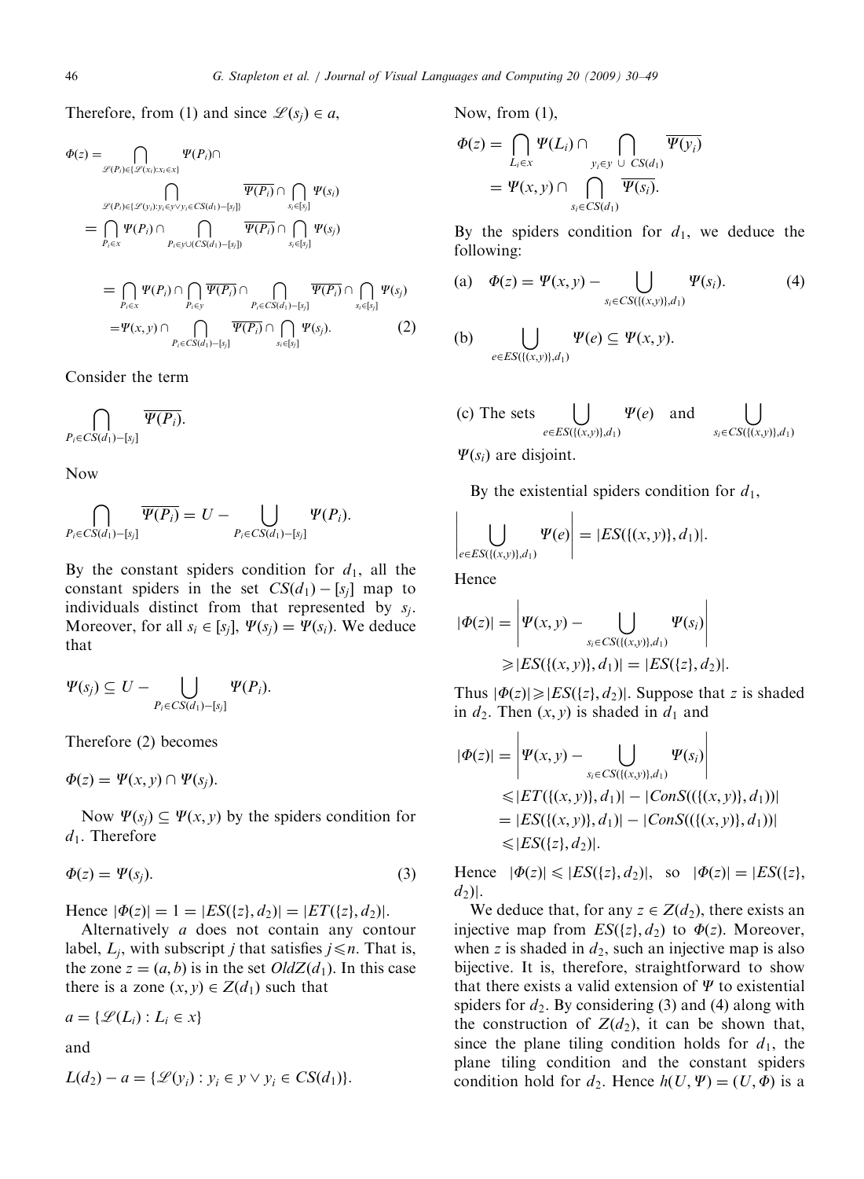Therefore, from (1) and since $\mathscr{L}(s_j) \in a$,

$$
\begin{aligned}
\Phi(z) &= \bigcap_{\mathscr{L}(P_i) \in \{\mathscr{L}(x_i): x_i \in x\}} \Psi(P_i) \cap \\
&\quad \bigcap_{\mathscr{L}(P_i) \in \{\mathscr{L}(y_i): y_i \in y \vee y_i \in CS(d_1) - [s_j]\}} \overline{\Psi(P_i)} \cap \bigcap_{s_i \in [s_j]} \Psi(s_i) \\
&= \bigcap_{P_i \in x} \Psi(P_i) \cap \bigcap_{P_i \in y \cup (CS(d_1) - [s_j])} \overline{\Psi(P_i)} \cap \bigcap_{s_i \in [s_j]} \Psi(s_j) \\
&= \bigcap_{P_i \in x} \Psi(P_i) \cap \bigcap_{P_i \in y} \overline{\Psi(P_i)} \cap \bigcap_{P_i \in CS(d_1) - [s_j]} \overline{\Psi(P_i)} \cap \bigcap_{s_i \in [s_j]} \Psi(s_j) \\
&= \Psi(x, y) \cap \bigcap_{P_i \in CS(d_1) - [s_j]} \overline{\Psi(P_i)} \cap \bigcap_{s_i \in [s_j]} \Psi(s_j). \qquad (2)
\end{aligned}
$$

Consider the term

$$\bigcap_{P_i \in CS(d_1) - [s_j]} \overline{\Psi(P_i)}.$$

Now

$$\bigcap_{P_i \in CS(d_1) - [s_j]} \overline{\Psi(P_i)} = U - \bigcup_{P_i \in CS(d_1) - [s_j]} \Psi(P_i).$$

By the constant spiders condition for $d_1$, all the constant spiders in the set $CS(d_1) - [s_j]$ map to individuals distinct from that represented by $s_j$. Moreover, for all $s_i \in [s_j]$, $\Psi(s_j) = \Psi(s_i)$. We deduce that

$$\Psi(s_j) \subseteq U - \bigcup_{P_i \in CS(d_1) - [s_j]} \Psi(P_i).$$

Therefore (2) becomes

$$\Phi(z) = \Psi(x, y) \cap \Psi(s_j).$$

Now $\Psi(s_j) \subseteq \Psi(x, y)$ by the spiders condition for $d_1$. Therefore

$$\Phi(z) = \Psi(s_j). \qquad (3)$$

Hence $|\Phi(z)| = 1 = |ES(\{z\}, d_2)| = |ET(\{z\}, d_2)|$.

Alternatively $a$ does not contain any contour label, $L_j$, with subscript $j$ that satisfies $j \leqslant n$. That is, the zone $z = (a, b)$ is in the set $OldZ(d_1)$. In this case there is a zone $(x, y) \in Z(d_1)$ such that

$$a = \{\mathscr{L}(L_i) : L_i \in x\}$$

and

$$L(d_2) - a = \{\mathscr{L}(y_i) : y_i \in y \vee y_i \in CS(d_1)\}.$$

Now, from (1),

$$
\begin{aligned}
\Phi(z) &= \bigcap_{L_i \in x} \Psi(L_i) \cap \bigcap_{y_i \in y \,\cup\, CS(d_1)} \overline{\Psi(y_i)} \\
&= \Psi(x, y) \cap \bigcap_{s_i \in CS(d_1)} \overline{\Psi(s_i)}.
\end{aligned}
$$

By the spiders condition for $d_1$, we deduce the following:

(a) $$\Phi(z) = \Psi(x, y) - \bigcup_{s_i \in CS(\{(x,y)\}, d_1)} \Psi(s_i). \qquad (4)$$

(b) $$\bigcup_{e \in ES(\{(x,y)\}, d_1)} \Psi(e) \subseteq \Psi(x, y).$$

(c) The sets $\bigcup_{e \in ES(\{(x,y)\}, d_1)} \Psi(e)$ and $\bigcup_{s_i \in CS(\{(x,y)\}, d_1)} \Psi(s_i)$ are disjoint.

By the existential spiders condition for $d_1$,

$$\left| \bigcup_{e \in ES(\{(x,y)\}, d_1)} \Psi(e) \right| = |ES(\{(x, y)\}, d_1)|.$$

Hence

$$
\begin{aligned}
|\Phi(z)| &= \left| \Psi(x, y) - \bigcup_{s_i \in CS(\{(x,y)\}, d_1)} \Psi(s_i) \right| \\
&\geqslant |ES(\{(x, y)\}, d_1)| = |ES(\{z\}, d_2)|.
\end{aligned}
$$

Thus $|\Phi(z)| \geqslant |ES(\{z\}, d_2)|$. Suppose that $z$ is shaded in $d_2$. Then $(x, y)$ is shaded in $d_1$ and

$$
\begin{aligned}
|\Phi(z)| &= \left| \Psi(x, y) - \bigcup_{s_i \in CS(\{(x,y)\}, d_1)} \Psi(s_i) \right| \\
&\leqslant |ET(\{(x, y)\}, d_1)| - |ConS((\{(x, y)\}, d_1))| \\
&= |ES(\{(x, y)\}, d_1)| - |ConS((\{(x, y)\}, d_1))| \\
&\leqslant |ES(\{z\}, d_2)|.
\end{aligned}
$$

Hence $|\Phi(z)| \leqslant |ES(\{z\}, d_2)|$, so $|\Phi(z)| = |ES(\{z\}, d_2)|$.

We deduce that, for any $z \in Z(d_2)$, there exists an injective map from $ES(\{z\}, d_2)$ to $\Phi(z)$. Moreover, when $z$ is shaded in $d_2$, such an injective map is also bijective. It is, therefore, straightforward to show that there exists a valid extension of $\Psi$ to existential spiders for $d_2$. By considering (3) and (4) along with the construction of $Z(d_2)$, it can be shown that, since the plane tiling condition holds for $d_1$, the plane tiling condition and the constant spiders condition hold for $d_2$. Hence $h(U, \Psi) = (U, \Phi)$ is a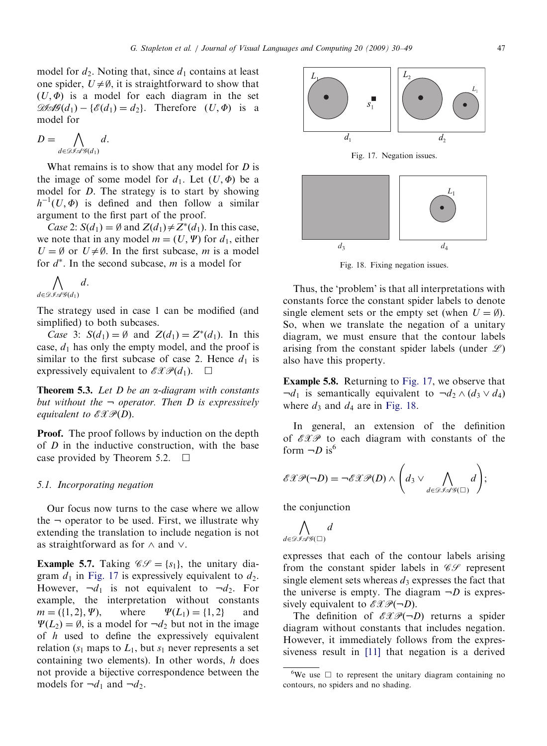model for $d_2$. Noting that, since $d_1$ contains at least one spider, $U \neq \emptyset$, it is straightforward to show that $(U, \Phi)$ is a model for each diagram in the set $\mathscr{DIAG}(d_1) - \{\mathscr{E}(d_1) = d_2\}$. Therefore $(U, \Phi)$ is a model for

$$D = \bigwedge_{d \in \mathscr{DIAG}(d_1)} d.$$

What remains is to show that any model for $D$ is the image of some model for $d_1$. Let $(U, \Phi)$ be a model for $D$. The strategy is to start by showing $h^{-1}(U, \Phi)$ is defined and then follow a similar argument to the first part of the proof.

*Case* 2: $S(d_1) = \emptyset$ and $Z(d_1) \neq Z^*(d_1)$. In this case, we note that in any model $m = (U, \Psi)$ for $d_1$, either $U = \emptyset$ or $U \neq \emptyset$. In the first subcase, $m$ is a model for $d^*$. In the second subcase, $m$ is a model for

$$\bigwedge_{d \in \mathscr{DIAG}(d_1)} d.$$

The strategy used in case 1 can be modified (and simplified) to both subcases.

*Case* 3: $S(d_1) = \emptyset$ and $Z(d_1) = Z^*(d_1)$. In this case, $d_1$ has only the empty model, and the proof is similar to the first subcase of case 2. Hence $d_1$ is expressively equivalent to $\mathscr{EXP}(d_1)$. $\square$

**Theorem 5.3.** *Let $D$ be an α-diagram with constants but without the ¬ operator. Then $D$ is expressively equivalent to $\mathscr{EXP}(D)$.*

**Proof.** The proof follows by induction on the depth of $D$ in the inductive construction, with the base case provided by Theorem 5.2. $\square$

### 5.1. Incorporating negation

Our focus now turns to the case where we allow the ¬ operator to be used. First, we illustrate why extending the translation to include negation is not as straightforward as for ∧ and ∨.

**Example 5.7.** Taking $\mathscr{CS} = \{s_1\}$, the unitary diagram $d_1$ in Fig. 17 is expressively equivalent to $d_2$. However, $\neg d_1$ is not equivalent to $\neg d_2$. For example, the interpretation without constants $m = (\{1, 2\}, \Psi)$, where $\Psi(L_1) = \{1, 2\}$ and $\Psi(L_2) = \emptyset$, is a model for $\neg d_2$ but not in the image of $h$ used to define the expressively equivalent relation ($s_1$ maps to $L_1$, but $s_1$ never represents a set containing two elements). In other words, $h$ does not provide a bijective correspondence between the models for $\neg d_1$ and $\neg d_2$.

Fig. 17. Negation issues.

Fig. 18. Fixing negation issues.

Thus, the 'problem' is that all interpretations with constants force the constant spider labels to denote single element sets or the empty set (when $U = \emptyset$). So, when we translate the negation of a unitary diagram, we must ensure that the contour labels arising from the constant spider labels (under $\mathscr{L}$) also have this property.

**Example 5.8.** Returning to Fig. 17, we observe that $\neg d_1$ is semantically equivalent to $\neg d_2 \wedge (d_3 \vee d_4)$ where $d_3$ and $d_4$ are in Fig. 18.

In general, an extension of the definition of $\mathscr{EXP}$ to each diagram with constants of the form $\neg D$ is[6]

$$\mathscr{EXP}(\neg D) = \neg \mathscr{EXP}(D) \wedge \left( d_3 \vee \bigwedge_{d \in \mathscr{DIAG}(\square)} d \right);$$

the conjunction

$$\bigwedge_{d \in \mathscr{DIAG}(\square)} d$$

expresses that each of the contour labels arising from the constant spider labels in $\mathscr{CS}$ represent single element sets whereas $d_3$ expresses the fact that the universe is empty. The diagram $\neg D$ is expressively equivalent to $\mathscr{EXP}(\neg D)$.

The definition of $\mathscr{EXP}(\neg D)$ returns a spider diagram without constants that includes negation. However, it immediately follows from the expressiveness result in [11] that negation is a derived

[6] We use $\square$ to represent the unitary diagram containing no contours, no spiders and no shading.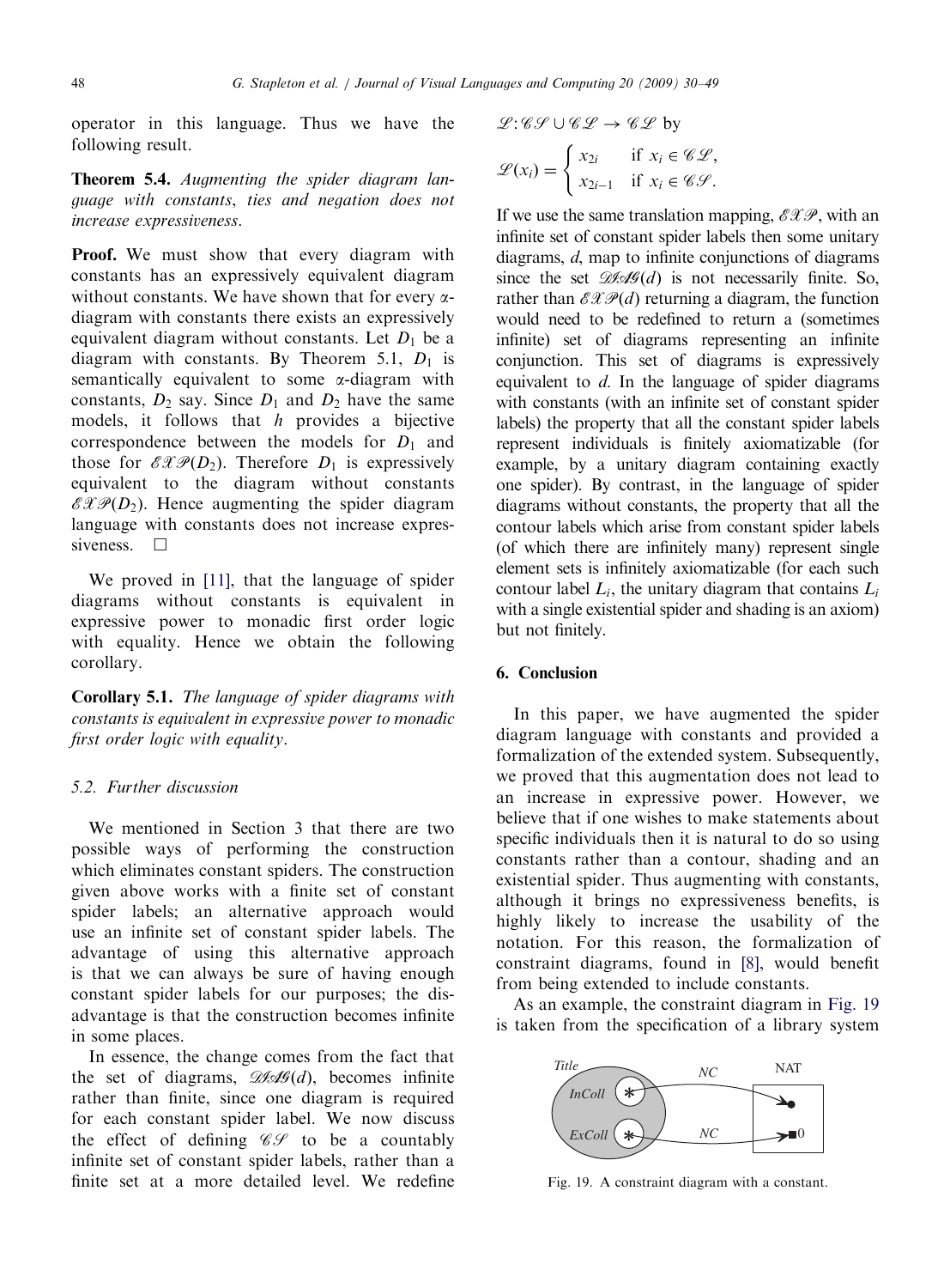operator in this language. Thus we have the following result.

**Theorem 5.4.** *Augmenting the spider diagram language with constants, ties and negation does not increase expressiveness.*

**Proof.** We must show that every diagram with constants has an expressively equivalent diagram without constants. We have shown that for every α-diagram with constants there exists an expressively equivalent diagram without constants. Let $D_1$ be a diagram with constants. By Theorem 5.1, $D_1$ is semantically equivalent to some α-diagram with constants, $D_2$ say. Since $D_1$ and $D_2$ have the same models, it follows that $h$ provides a bijective correspondence between the models for $D_1$ and those for $\mathscr{EXP}(D_2)$. Therefore $D_1$ is expressively equivalent to the diagram without constants $\mathscr{EXP}(D_2)$. Hence augmenting the spider diagram language with constants does not increase expressiveness. □

We proved in [11], that the language of spider diagrams without constants is equivalent in expressive power to monadic first order logic with equality. Hence we obtain the following corollary.

**Corollary 5.1.** *The language of spider diagrams with constants is equivalent in expressive power to monadic first order logic with equality.*

### 5.2. Further discussion

We mentioned in Section 3 that there are two possible ways of performing the construction which eliminates constant spiders. The construction given above works with a finite set of constant spider labels; an alternative approach would use an infinite set of constant spider labels. The advantage of using this alternative approach is that we can always be sure of having enough constant spider labels for our purposes; the disadvantage is that the construction becomes infinite in some places.

In essence, the change comes from the fact that the set of diagrams, $\mathscr{DIAG}(d)$, becomes infinite rather than finite, since one diagram is required for each constant spider label. We now discuss the effect of defining $\mathscr{CS}$ to be a countably infinite set of constant spider labels, rather than a finite set at a more detailed level. We redefine $\mathscr{L}: \mathscr{CS} \cup \mathscr{CL} \to \mathscr{CL}$ by

$$\mathscr{L}(x_i) = \begin{cases} x_{2i} & \text{if } x_i \in \mathscr{CL}, \\ x_{2i-1} & \text{if } x_i \in \mathscr{CS}. \end{cases}$$

If we use the same translation mapping, $\mathscr{EXP}$, with an infinite set of constant spider labels then some unitary diagrams, $d$, map to infinite conjunctions of diagrams since the set $\mathscr{DIAG}(d)$ is not necessarily finite. So, rather than $\mathscr{EXP}(d)$ returning a diagram, the function would need to be redefined to return a (sometimes infinite) set of diagrams representing an infinite conjunction. This set of diagrams is expressively equivalent to $d$. In the language of spider diagrams with constants (with an infinite set of constant spider labels) the property that all the constant spider labels represent individuals is finitely axiomatizable (for example, by a unitary diagram containing exactly one spider). By contrast, in the language of spider diagrams without constants, the property that all the contour labels which arise from constant spider labels (of which there are infinitely many) represent single element sets is infinitely axiomatizable (for each such contour label $L_i$, the unitary diagram that contains $L_i$ with a single existential spider and shading is an axiom) but not finitely.

## 6. Conclusion

In this paper, we have augmented the spider diagram language with constants and provided a formalization of the extended system. Subsequently, we proved that this augmentation does not lead to an increase in expressive power. However, we believe that if one wishes to make statements about specific individuals then it is natural to do so using constants rather than a contour, shading and an existential spider. Thus augmenting with constants, although it brings no expressiveness benefits, is highly likely to increase the usability of the notation. For this reason, the formalization of constraint diagrams, found in [8], would benefit from being extended to include constants.

As an example, the constraint diagram in Fig. 19 is taken from the specification of a library system

Fig. 19. A constraint diagram with a constant.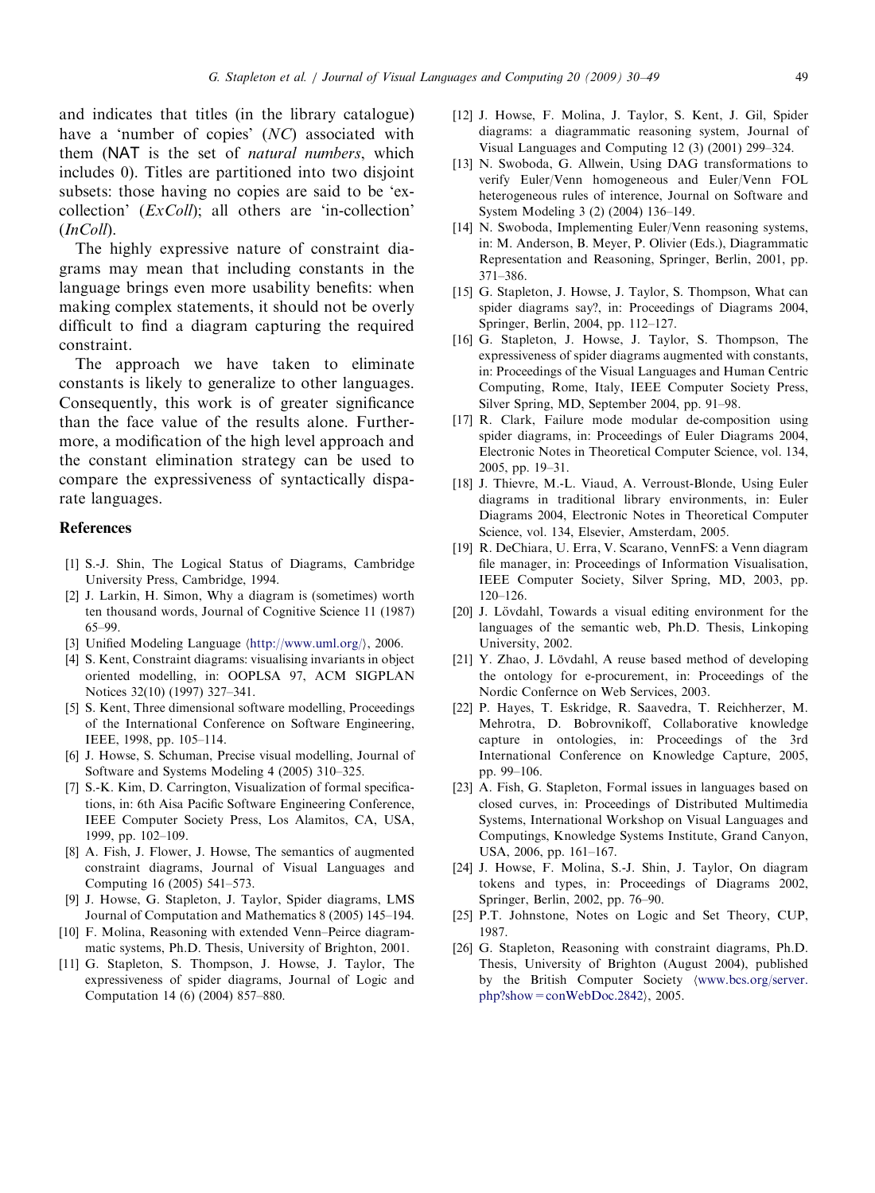and indicates that titles (in the library catalogue) have a 'number of copies' (*NC*) associated with them (NAT is the set of *natural numbers*, which includes 0). Titles are partitioned into two disjoint subsets: those having no copies are said to be 'ex-collection' (*ExColl*); all others are 'in-collection' (*InColl*).

The highly expressive nature of constraint diagrams may mean that including constants in the language brings even more usability benefits: when making complex statements, it should not be overly difficult to find a diagram capturing the required constraint.

The approach we have taken to eliminate constants is likely to generalize to other languages. Consequently, this work is of greater significance than the face value of the results alone. Furthermore, a modification of the high level approach and the constant elimination strategy can be used to compare the expressiveness of syntactically disparate languages.

## References

[1] S.-J. Shin, The Logical Status of Diagrams, Cambridge University Press, Cambridge, 1994.

[2] J. Larkin, H. Simon, Why a diagram is (sometimes) worth ten thousand words, Journal of Cognitive Science 11 (1987) 65–99.

[3] Unified Modeling Language ⟨http://www.uml.org/⟩, 2006.

[4] S. Kent, Constraint diagrams: visualising invariants in object oriented modelling, in: OOPLSA 97, ACM SIGPLAN Notices 32(10) (1997) 327–341.

[5] S. Kent, Three dimensional software modelling, Proceedings of the International Conference on Software Engineering, IEEE, 1998, pp. 105–114.

[6] J. Howse, S. Schuman, Precise visual modelling, Journal of Software and Systems Modeling 4 (2005) 310–325.

[7] S.-K. Kim, D. Carrington, Visualization of formal specifications, in: 6th Aisa Pacific Software Engineering Conference, IEEE Computer Society Press, Los Alamitos, CA, USA, 1999, pp. 102–109.

[8] A. Fish, J. Flower, J. Howse, The semantics of augmented constraint diagrams, Journal of Visual Languages and Computing 16 (2005) 541–573.

[9] J. Howse, G. Stapleton, J. Taylor, Spider diagrams, LMS Journal of Computation and Mathematics 8 (2005) 145–194.

[10] F. Molina, Reasoning with extended Venn–Peirce diagrammatic systems, Ph.D. Thesis, University of Brighton, 2001.

[11] G. Stapleton, S. Thompson, J. Howse, J. Taylor, The expressiveness of spider diagrams, Journal of Logic and Computation 14 (6) (2004) 857–880.

[12] J. Howse, F. Molina, J. Taylor, S. Kent, J. Gil, Spider diagrams: a diagrammatic reasoning system, Journal of Visual Languages and Computing 12 (3) (2001) 299–324.

[13] N. Swoboda, G. Allwein, Using DAG transformations to verify Euler/Venn homogeneous and Euler/Venn FOL heterogeneous rules of interence, Journal on Software and System Modeling 3 (2) (2004) 136–149.

[14] N. Swoboda, Implementing Euler/Venn reasoning systems, in: M. Anderson, B. Meyer, P. Olivier (Eds.), Diagrammatic Representation and Reasoning, Springer, Berlin, 2001, pp. 371–386.

[15] G. Stapleton, J. Howse, J. Taylor, S. Thompson, What can spider diagrams say?, in: Proceedings of Diagrams 2004, Springer, Berlin, 2004, pp. 112–127.

[16] G. Stapleton, J. Howse, J. Taylor, S. Thompson, The expressiveness of spider diagrams augmented with constants, in: Proceedings of the Visual Languages and Human Centric Computing, Rome, Italy, IEEE Computer Society Press, Silver Spring, MD, September 2004, pp. 91–98.

[17] R. Clark, Failure mode modular de-composition using spider diagrams, in: Proceedings of Euler Diagrams 2004, Electronic Notes in Theoretical Computer Science, vol. 134, 2005, pp. 19–31.

[18] J. Thievre, M.-L. Viaud, A. Verroust-Blonde, Using Euler diagrams in traditional library environments, in: Euler Diagrams 2004, Electronic Notes in Theoretical Computer Science, vol. 134, Elsevier, Amsterdam, 2005.

[19] R. DeChiara, U. Erra, V. Scarano, VennFS: a Venn diagram file manager, in: Proceedings of Information Visualisation, IEEE Computer Society, Silver Spring, MD, 2003, pp. 120–126.

[20] J. Lövdahl, Towards a visual editing environment for the languages of the semantic web, Ph.D. Thesis, Linkoping University, 2002.

[21] Y. Zhao, J. Lövdahl, A reuse based method of developing the ontology for e-procurement, in: Proceedings of the Nordic Confernce on Web Services, 2003.

[22] P. Hayes, T. Eskridge, R. Saavedra, T. Reichherzer, M. Mehrotra, D. Bobrovnikoff, Collaborative knowledge capture in ontologies, in: Proceedings of the 3rd International Conference on Knowledge Capture, 2005, pp. 99–106.

[23] A. Fish, G. Stapleton, Formal issues in languages based on closed curves, in: Proceedings of Distributed Multimedia Systems, International Workshop on Visual Languages and Computings, Knowledge Systems Institute, Grand Canyon, USA, 2006, pp. 161–167.

[24] J. Howse, F. Molina, S.-J. Shin, J. Taylor, On diagram tokens and types, in: Proceedings of Diagrams 2002, Springer, Berlin, 2002, pp. 76–90.

[25] P.T. Johnstone, Notes on Logic and Set Theory, CUP, 1987.

[26] G. Stapleton, Reasoning with constraint diagrams, Ph.D. Thesis, University of Brighton (August 2004), published by the British Computer Society ⟨www.bcs.org/server.php?show=conWebDoc.2842⟩, 2005.